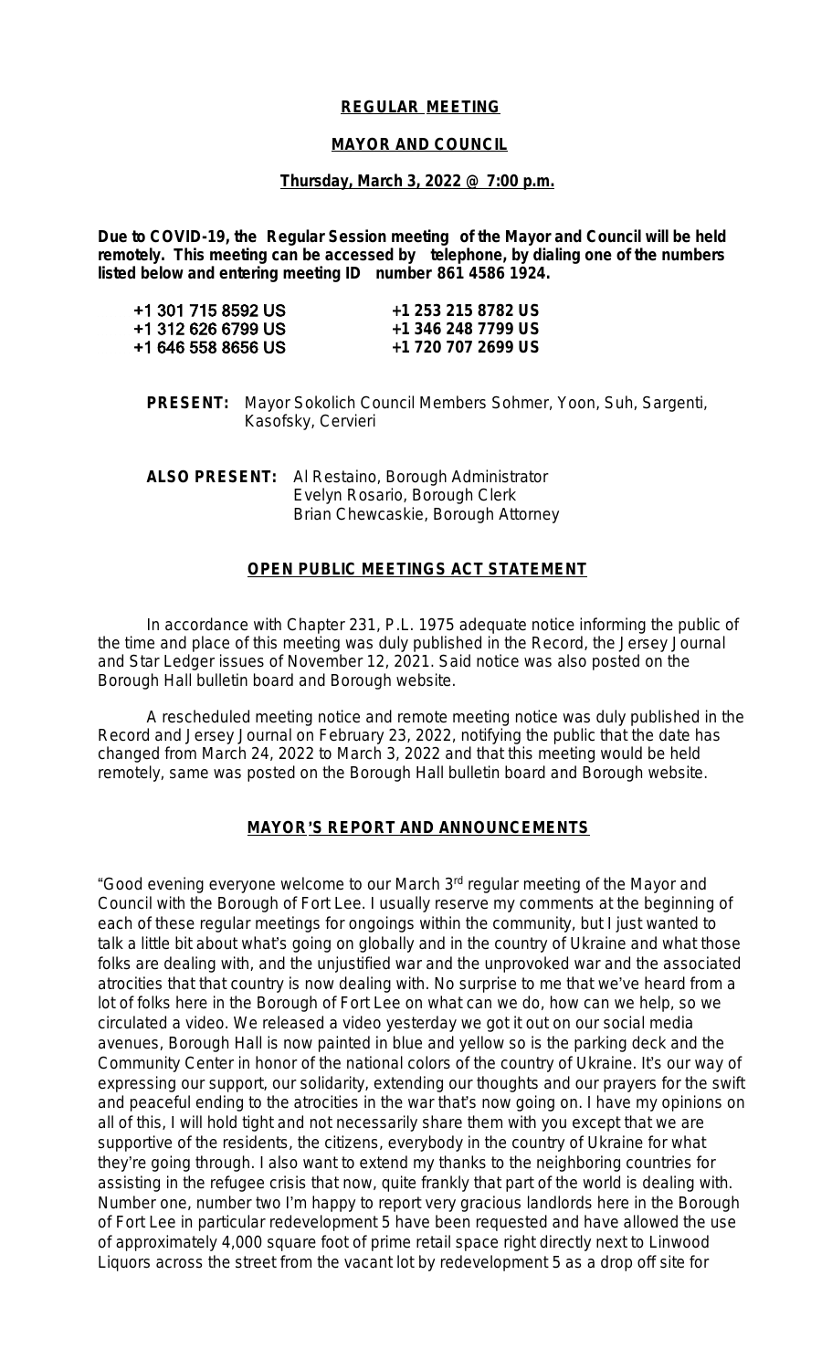**REGULAR MEETING**

**MAYOR AND COUNCIL**

**Thursday, March 3, 2022 @ 7:00 p.m.**

**Due to COVID-19, the Regular Session meeting of the Mayor and Council will be held remotely. This meeting can be accessed by telephone, by dialing one of the numbers listed below and entering meeting ID number 861 4586 1924.**

| | |
|---|---|
| **+1 301 715 8592 US** | **+1 253 215 8782 US** |
| **+1 312 626 6799 US** | **+1 346 248 7799 US** |
| **+1 646 558 8656 US** | **+1 720 707 2699 US** |

**PRESENT:** Mayor Sokolich Council Members Sohmer, Yoon, Suh, Sargenti, Kasofsky, Cervieri

**ALSO PRESENT:** Al Restaino, Borough Administrator
Evelyn Rosario, Borough Clerk
Brian Chewcaskie, Borough Attorney

**OPEN PUBLIC MEETINGS ACT STATEMENT**

In accordance with Chapter 231, P.L. 1975 adequate notice informing the public of the time and place of this meeting was duly published in the Record, the Jersey Journal and Star Ledger issues of November 12, 2021. Said notice was also posted on the Borough Hall bulletin board and Borough website.

A rescheduled meeting notice and remote meeting notice was duly published in the Record and Jersey Journal on February 23, 2022, notifying the public that the date has changed from March 24, 2022 to March 3, 2022 and that this meeting would be held remotely, same was posted on the Borough Hall bulletin board and Borough website.

**MAYOR'S REPORT AND ANNOUNCEMENTS**

"Good evening everyone welcome to our March 3rd regular meeting of the Mayor and Council with the Borough of Fort Lee. I usually reserve my comments at the beginning of each of these regular meetings for ongoings within the community, but I just wanted to talk a little bit about what's going on globally and in the country of Ukraine and what those folks are dealing with, and the unjustified war and the unprovoked war and the associated atrocities that that country is now dealing with. No surprise to me that we've heard from a lot of folks here in the Borough of Fort Lee on what can we do, how can we help, so we circulated a video. We released a video yesterday we got it out on our social media avenues, Borough Hall is now painted in blue and yellow so is the parking deck and the Community Center in honor of the national colors of the country of Ukraine. It's our way of expressing our support, our solidarity, extending our thoughts and our prayers for the swift and peaceful ending to the atrocities in the war that's now going on. I have my opinions on all of this, I will hold tight and not necessarily share them with you except that we are supportive of the residents, the citizens, everybody in the country of Ukraine for what they're going through. I also want to extend my thanks to the neighboring countries for assisting in the refugee crisis that now, quite frankly that part of the world is dealing with. Number one, number two I'm happy to report very gracious landlords here in the Borough of Fort Lee in particular redevelopment 5 have been requested and have allowed the use of approximately 4,000 square foot of prime retail space right directly next to Linwood Liquors across the street from the vacant lot by redevelopment 5 as a drop off site for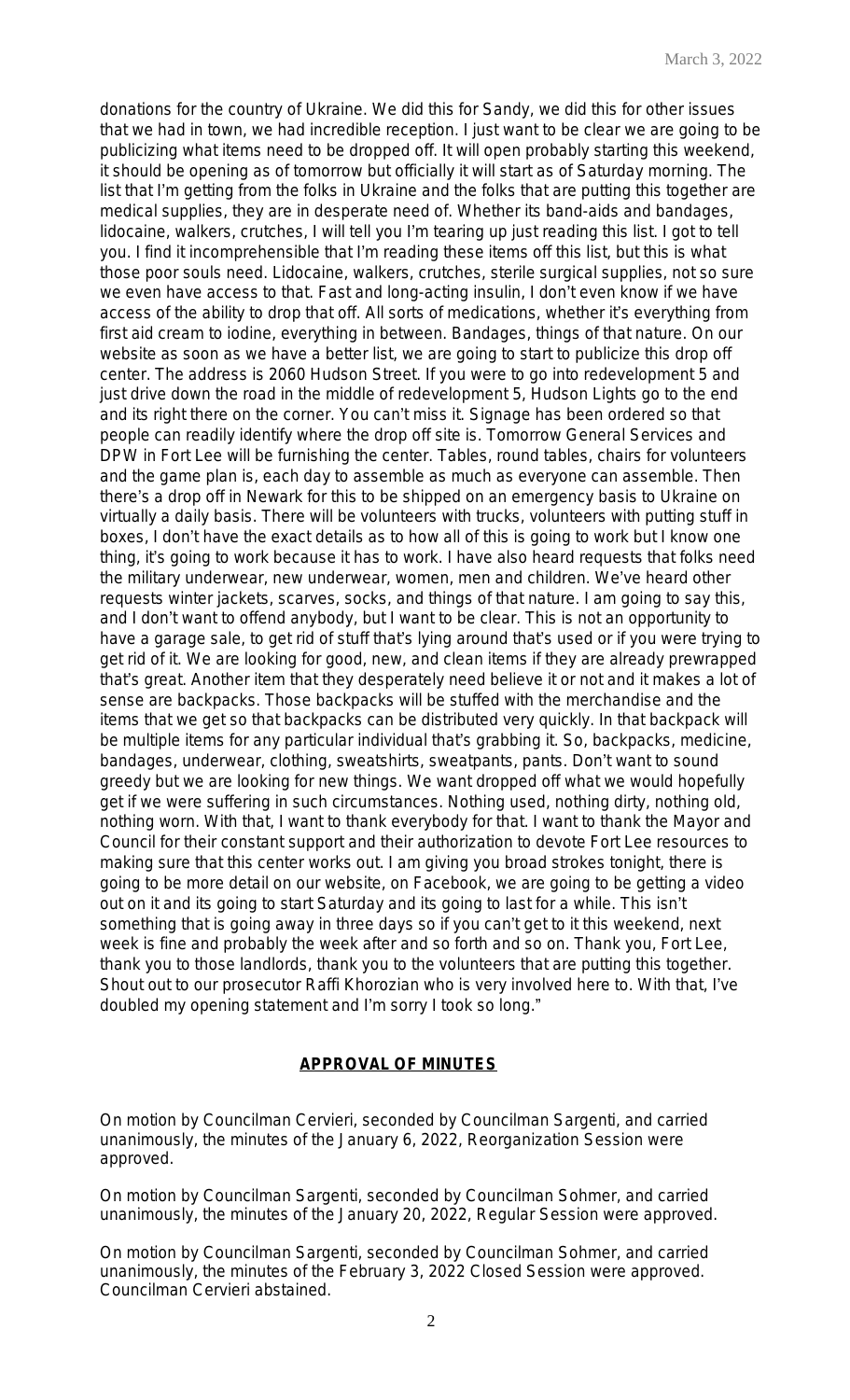donations for the country of Ukraine. We did this for Sandy, we did this for other issues that we had in town, we had incredible reception. I just want to be clear we are going to be publicizing what items need to be dropped off. It will open probably starting this weekend, it should be opening as of tomorrow but officially it will start as of Saturday morning. The list that I'm getting from the folks in Ukraine and the folks that are putting this together are medical supplies, they are in desperate need of. Whether its band-aids and bandages, lidocaine, walkers, crutches, I will tell you I'm tearing up just reading this list. I got to tell you. I find it incomprehensible that I'm reading these items off this list, but this is what those poor souls need. Lidocaine, walkers, crutches, sterile surgical supplies, not so sure we even have access to that. Fast and long-acting insulin, I don't even know if we have access of the ability to drop that off. All sorts of medications, whether it's everything from first aid cream to iodine, everything in between. Bandages, things of that nature. On our website as soon as we have a better list, we are going to start to publicize this drop off center. The address is 2060 Hudson Street. If you were to go into redevelopment 5 and just drive down the road in the middle of redevelopment 5, Hudson Lights go to the end and its right there on the corner. You can't miss it. Signage has been ordered so that people can readily identify where the drop off site is. Tomorrow General Services and DPW in Fort Lee will be furnishing the center. Tables, round tables, chairs for volunteers and the game plan is, each day to assemble as much as everyone can assemble. Then there's a drop off in Newark for this to be shipped on an emergency basis to Ukraine on virtually a daily basis. There will be volunteers with trucks, volunteers with putting stuff in boxes, I don't have the exact details as to how all of this is going to work but I know one thing, it's going to work because it has to work. I have also heard requests that folks need the military underwear, new underwear, women, men and children. We've heard other requests winter jackets, scarves, socks, and things of that nature. I am going to say this, and I don't want to offend anybody, but I want to be clear. This is not an opportunity to have a garage sale, to get rid of stuff that's lying around that's used or if you were trying to get rid of it. We are looking for good, new, and clean items if they are already prewrapped that's great. Another item that they desperately need believe it or not and it makes a lot of sense are backpacks. Those backpacks will be stuffed with the merchandise and the items that we get so that backpacks can be distributed very quickly. In that backpack will be multiple items for any particular individual that's grabbing it. So, backpacks, medicine, bandages, underwear, clothing, sweatshirts, sweatpants, pants. Don't want to sound greedy but we are looking for new things. We want dropped off what we would hopefully get if we were suffering in such circumstances. Nothing used, nothing dirty, nothing old, nothing worn. With that, I want to thank everybody for that. I want to thank the Mayor and Council for their constant support and their authorization to devote Fort Lee resources to making sure that this center works out. I am giving you broad strokes tonight, there is going to be more detail on our website, on Facebook, we are going to be getting a video out on it and its going to start Saturday and its going to last for a while. This isn't something that is going away in three days so if you can't get to it this weekend, next week is fine and probably the week after and so forth and so on. Thank you, Fort Lee, thank you to those landlords, thank you to the volunteers that are putting this together. Shout out to our prosecutor Raffi Khorozian who is very involved here to. With that, I've doubled my opening statement and I'm sorry I took so long."

## APPROVAL OF MINUTES

On motion by Councilman Cervieri, seconded by Councilman Sargenti, and carried unanimously, the minutes of the January 6, 2022, Reorganization Session were approved.

On motion by Councilman Sargenti, seconded by Councilman Sohmer, and carried unanimously, the minutes of the January 20, 2022, Regular Session were approved.

On motion by Councilman Sargenti, seconded by Councilman Sohmer, and carried unanimously, the minutes of the February 3, 2022 Closed Session were approved. Councilman Cervieri abstained.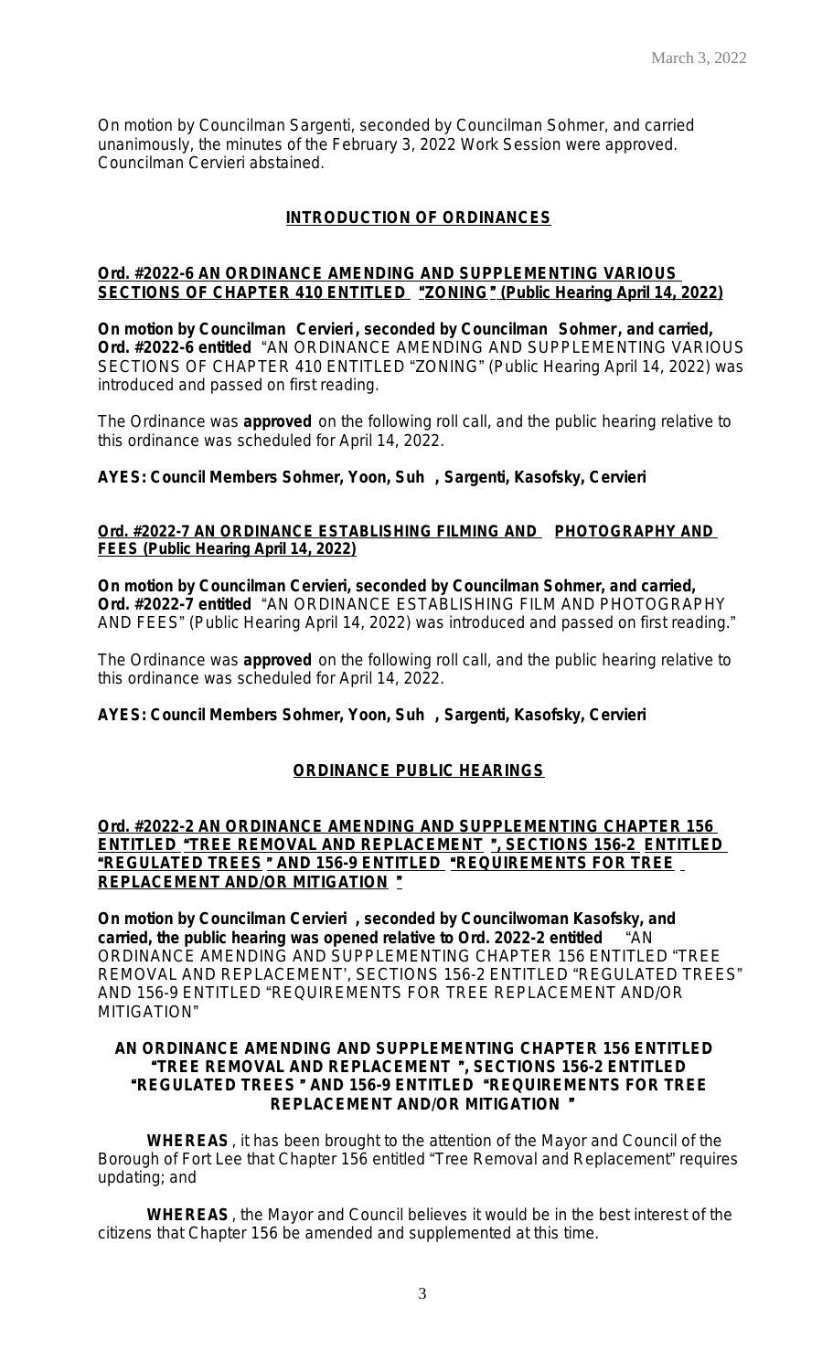On motion by Councilman Sargenti, seconded by Councilman Sohmer, and carried unanimously, the minutes of the February 3, 2022 Work Session were approved. Councilman Cervieri abstained.

## INTRODUCTION OF ORDINANCES

**Ord. #2022-6 AN ORDINANCE AMENDING AND SUPPLEMENTING VARIOUS SECTIONS OF CHAPTER 410 ENTITLED "ZONING" (Public Hearing April 14, 2022)**

**On motion by Councilman Cervieri, seconded by Councilman Sohmer, and carried, Ord. #2022-6 entitled** "AN ORDINANCE AMENDING AND SUPPLEMENTING VARIOUS SECTIONS OF CHAPTER 410 ENTITLED "ZONING" (Public Hearing April 14, 2022) was introduced and passed on first reading.

The Ordinance was **approved** on the following roll call, and the public hearing relative to this ordinance was scheduled for April 14, 2022.

**AYES: Council Members Sohmer, Yoon, Suh, Sargenti, Kasofsky, Cervieri**

**Ord. #2022-7 AN ORDINANCE ESTABLISHING FILMING AND PHOTOGRAPHY AND FEES (Public Hearing April 14, 2022)**

**On motion by Councilman Cervieri, seconded by Councilman Sohmer, and carried, Ord. #2022-7 entitled** "AN ORDINANCE ESTABLISHING FILM AND PHOTOGRAPHY AND FEES" (Public Hearing April 14, 2022) was introduced and passed on first reading."

The Ordinance was **approved** on the following roll call, and the public hearing relative to this ordinance was scheduled for April 14, 2022.

**AYES: Council Members Sohmer, Yoon, Suh, Sargenti, Kasofsky, Cervieri**

## ORDINANCE PUBLIC HEARINGS

**Ord. #2022-2 AN ORDINANCE AMENDING AND SUPPLEMENTING CHAPTER 156 ENTITLED "TREE REMOVAL AND REPLACEMENT", SECTIONS 156-2 ENTITLED "REGULATED TREES" AND 156-9 ENTITLED "REQUIREMENTS FOR TREE REPLACEMENT AND/OR MITIGATION"**

**On motion by Councilman Cervieri, seconded by Councilwoman Kasofsky, and carried, the public hearing was opened relative to Ord. 2022-2 entitled** "AN ORDINANCE AMENDING AND SUPPLEMENTING CHAPTER 156 ENTITLED "TREE REMOVAL AND REPLACEMENT', SECTIONS 156-2 ENTITLED "REGULATED TREES" AND 156-9 ENTITLED "REQUIREMENTS FOR TREE REPLACEMENT AND/OR MITIGATION"

**AN ORDINANCE AMENDING AND SUPPLEMENTING CHAPTER 156 ENTITLED "TREE REMOVAL AND REPLACEMENT", SECTIONS 156-2 ENTITLED "REGULATED TREES" AND 156-9 ENTITLED "REQUIREMENTS FOR TREE REPLACEMENT AND/OR MITIGATION"**

**WHEREAS**, it has been brought to the attention of the Mayor and Council of the Borough of Fort Lee that Chapter 156 entitled "Tree Removal and Replacement" requires updating; and

**WHEREAS**, the Mayor and Council believes it would be in the best interest of the citizens that Chapter 156 be amended and supplemented at this time.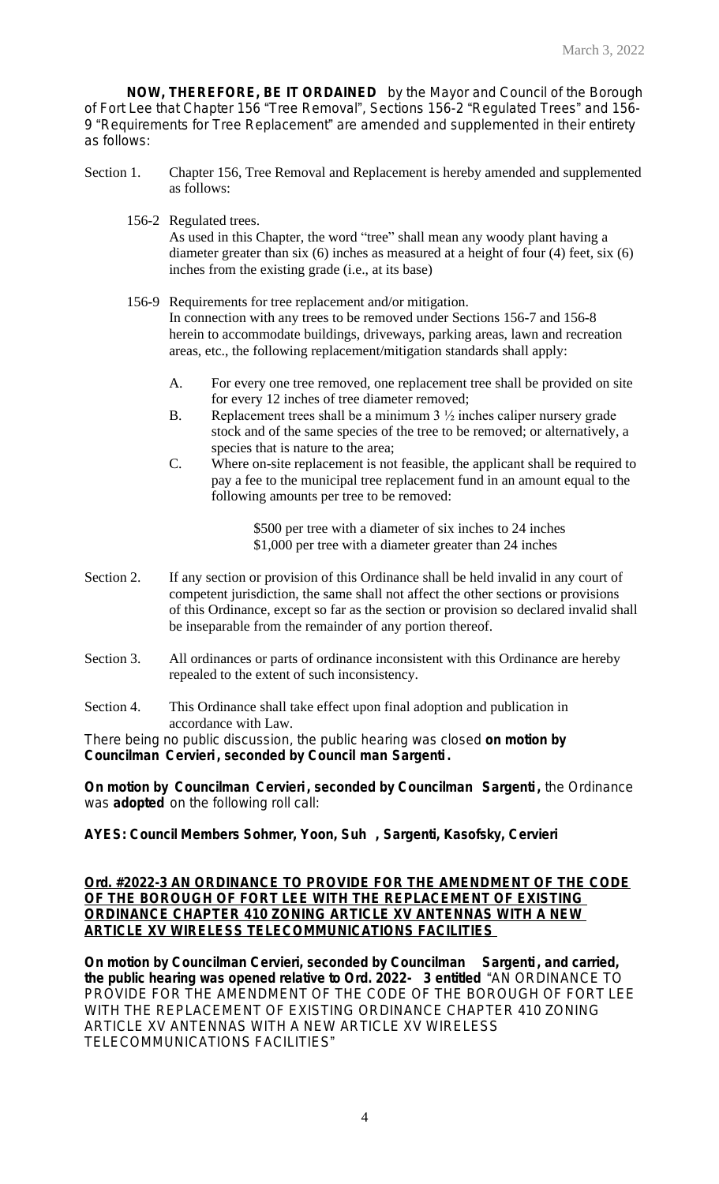**NOW, THEREFORE, BE IT ORDAINED** by the Mayor and Council of the Borough of Fort Lee that Chapter 156 "Tree Removal", Sections 156-2 "Regulated Trees" and 156-9 "Requirements for Tree Replacement" are amended and supplemented in their entirety as follows:

Section 1. Chapter 156, Tree Removal and Replacement is hereby amended and supplemented as follows:

156-2 Regulated trees.
As used in this Chapter, the word "tree" shall mean any woody plant having a diameter greater than six (6) inches as measured at a height of four (4) feet, six (6) inches from the existing grade (i.e., at its base)

156-9 Requirements for tree replacement and/or mitigation.
In connection with any trees to be removed under Sections 156-7 and 156-8 herein to accommodate buildings, driveways, parking areas, lawn and recreation areas, etc., the following replacement/mitigation standards shall apply:

A. For every one tree removed, one replacement tree shall be provided on site for every 12 inches of tree diameter removed;

B. Replacement trees shall be a minimum 3 ½ inches caliper nursery grade stock and of the same species of the tree to be removed; or alternatively, a species that is nature to the area;

C. Where on-site replacement is not feasible, the applicant shall be required to pay a fee to the municipal tree replacement fund in an amount equal to the following amounts per tree to be removed:

\$500 per tree with a diameter of six inches to 24 inches
\$1,000 per tree with a diameter greater than 24 inches

Section 2. If any section or provision of this Ordinance shall be held invalid in any court of competent jurisdiction, the same shall not affect the other sections or provisions of this Ordinance, except so far as the section or provision so declared invalid shall be inseparable from the remainder of any portion thereof.

Section 3. All ordinances or parts of ordinance inconsistent with this Ordinance are hereby repealed to the extent of such inconsistency.

Section 4. This Ordinance shall take effect upon final adoption and publication in accordance with Law.

There being no public discussion, the public hearing was closed **on motion by Councilman Cervieri, seconded by Council man Sargenti.**

**On motion by Councilman Cervieri, seconded by Councilman Sargenti,** the Ordinance was **adopted** on the following roll call:

**AYES: Council Members Sohmer, Yoon, Suh, Sargenti, Kasofsky, Cervieri**

**Ord. #2022-3 AN ORDINANCE TO PROVIDE FOR THE AMENDMENT OF THE CODE OF THE BOROUGH OF FORT LEE WITH THE REPLACEMENT OF EXISTING ORDINANCE CHAPTER 410 ZONING ARTICLE XV ANTENNAS WITH A NEW ARTICLE XV WIRELESS TELECOMMUNICATIONS FACILITIES**

**On motion by Councilman Cervieri, seconded by Councilman Sargenti, and carried, the public hearing was opened relative to Ord. 2022-3 entitled** "AN ORDINANCE TO PROVIDE FOR THE AMENDMENT OF THE CODE OF THE BOROUGH OF FORT LEE WITH THE REPLACEMENT OF EXISTING ORDINANCE CHAPTER 410 ZONING ARTICLE XV ANTENNAS WITH A NEW ARTICLE XV WIRELESS TELECOMMUNICATIONS FACILITIES"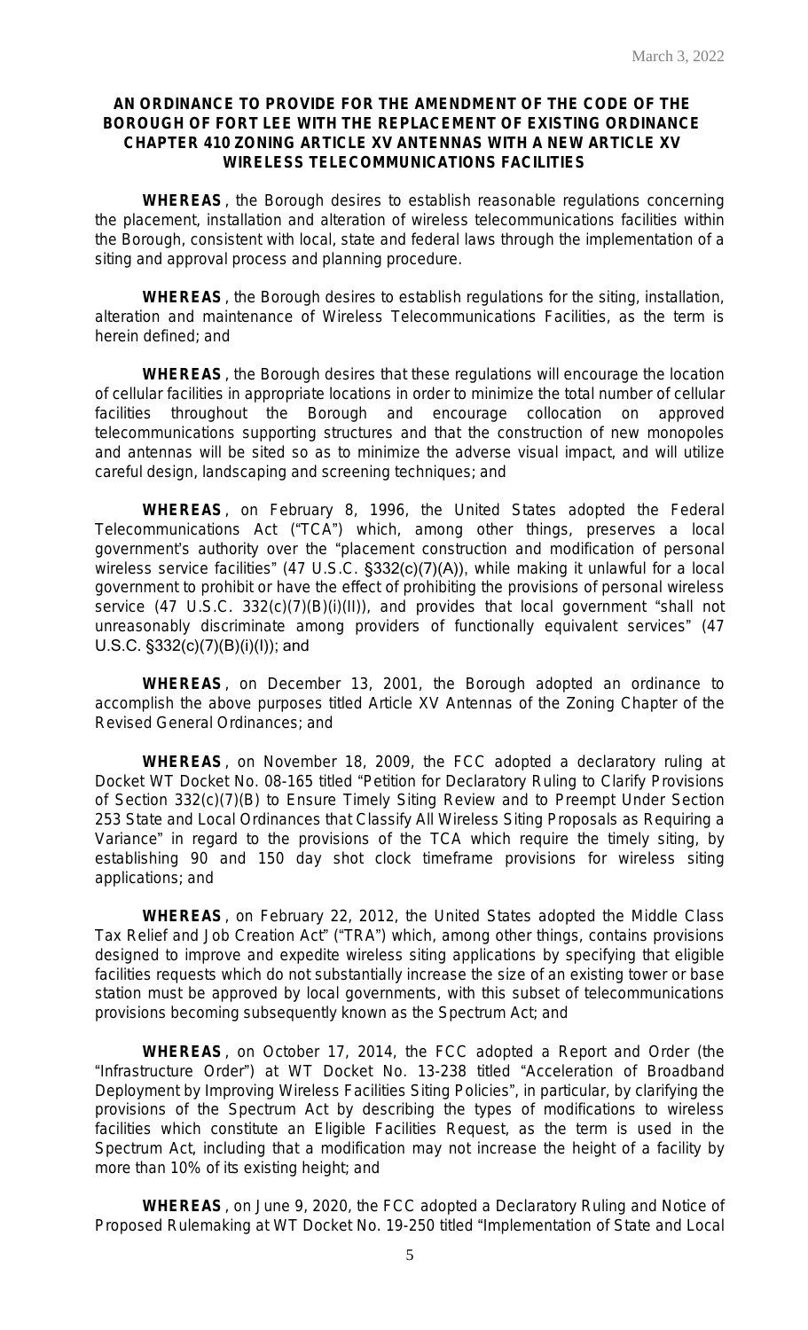March 3, 2022

**AN ORDINANCE TO PROVIDE FOR THE AMENDMENT OF THE CODE OF THE BOROUGH OF FORT LEE WITH THE REPLACEMENT OF EXISTING ORDINANCE CHAPTER 410 ZONING ARTICLE XV ANTENNAS WITH A NEW ARTICLE XV WIRELESS TELECOMMUNICATIONS FACILITIES**

**WHEREAS**, the Borough desires to establish reasonable regulations concerning the placement, installation and alteration of wireless telecommunications facilities within the Borough, consistent with local, state and federal laws through the implementation of a siting and approval process and planning procedure.

**WHEREAS**, the Borough desires to establish regulations for the siting, installation, alteration and maintenance of Wireless Telecommunications Facilities, as the term is herein defined; and

**WHEREAS**, the Borough desires that these regulations will encourage the location of cellular facilities in appropriate locations in order to minimize the total number of cellular facilities throughout the Borough and encourage collocation on approved telecommunications supporting structures and that the construction of new monopoles and antennas will be sited so as to minimize the adverse visual impact, and will utilize careful design, landscaping and screening techniques; and

**WHEREAS**, on February 8, 1996, the United States adopted the Federal Telecommunications Act ("TCA") which, among other things, preserves a local government's authority over the "placement construction and modification of personal wireless service facilities" (47 U.S.C. §332(c)(7)(A)), while making it unlawful for a local government to prohibit or have the effect of prohibiting the provisions of personal wireless service (47 U.S.C. 332(c)(7)(B)(i)(II)), and provides that local government "shall not unreasonably discriminate among providers of functionally equivalent services" (47 U.S.C. §332(c)(7)(B)(i)(I)); and

**WHEREAS**, on December 13, 2001, the Borough adopted an ordinance to accomplish the above purposes titled Article XV Antennas of the Zoning Chapter of the Revised General Ordinances; and

**WHEREAS**, on November 18, 2009, the FCC adopted a declaratory ruling at Docket WT Docket No. 08-165 titled "Petition for Declaratory Ruling to Clarify Provisions of Section 332(c)(7)(B) to Ensure Timely Siting Review and to Preempt Under Section 253 State and Local Ordinances that Classify All Wireless Siting Proposals as Requiring a Variance" in regard to the provisions of the TCA which require the timely siting, by establishing 90 and 150 day shot clock timeframe provisions for wireless siting applications; and

**WHEREAS**, on February 22, 2012, the United States adopted the Middle Class Tax Relief and Job Creation Act" ("TRA") which, among other things, contains provisions designed to improve and expedite wireless siting applications by specifying that eligible facilities requests which do not substantially increase the size of an existing tower or base station must be approved by local governments, with this subset of telecommunications provisions becoming subsequently known as the Spectrum Act; and

**WHEREAS**, on October 17, 2014, the FCC adopted a Report and Order (the "Infrastructure Order") at WT Docket No. 13-238 titled "Acceleration of Broadband Deployment by Improving Wireless Facilities Siting Policies", in particular, by clarifying the provisions of the Spectrum Act by describing the types of modifications to wireless facilities which constitute an Eligible Facilities Request, as the term is used in the Spectrum Act, including that a modification may not increase the height of a facility by more than 10% of its existing height; and

**WHEREAS**, on June 9, 2020, the FCC adopted a Declaratory Ruling and Notice of Proposed Rulemaking at WT Docket No. 19-250 titled "Implementation of State and Local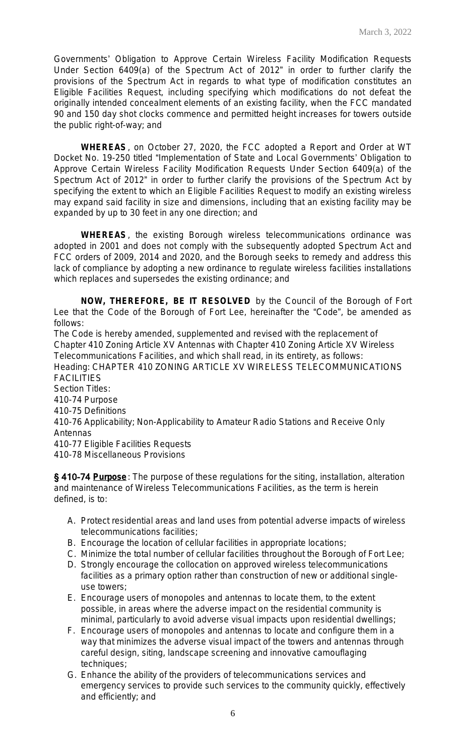Governments' Obligation to Approve Certain Wireless Facility Modification Requests Under Section 6409(a) of the Spectrum Act of 2012" in order to further clarify the provisions of the Spectrum Act in regards to what type of modification constitutes an Eligible Facilities Request, including specifying which modifications do not defeat the originally intended concealment elements of an existing facility, when the FCC mandated 90 and 150 day shot clocks commence and permitted height increases for towers outside the public right-of-way; and

**WHEREAS**, on October 27, 2020, the FCC adopted a Report and Order at WT Docket No. 19-250 titled "Implementation of State and Local Governments' Obligation to Approve Certain Wireless Facility Modification Requests Under Section 6409(a) of the Spectrum Act of 2012" in order to further clarify the provisions of the Spectrum Act by specifying the extent to which an Eligible Facilities Request to modify an existing wireless may expand said facility in size and dimensions, including that an existing facility may be expanded by up to 30 feet in any one direction; and

**WHEREAS**, the existing Borough wireless telecommunications ordinance was adopted in 2001 and does not comply with the subsequently adopted Spectrum Act and FCC orders of 2009, 2014 and 2020, and the Borough seeks to remedy and address this lack of compliance by adopting a new ordinance to regulate wireless facilities installations which replaces and supersedes the existing ordinance; and

**NOW, THEREFORE, BE IT RESOLVED** by the Council of the Borough of Fort Lee that the Code of the Borough of Fort Lee, hereinafter the "Code", be amended as follows:

The Code is hereby amended, supplemented and revised with the replacement of Chapter 410 Zoning Article XV Antennas with Chapter 410 Zoning Article XV Wireless Telecommunications Facilities, and which shall read, in its entirety, as follows:

Heading: CHAPTER 410 ZONING ARTICLE XV WIRELESS TELECOMMUNICATIONS FACILITIES

Section Titles:
410-74 Purpose
410-75 Definitions
410-76 Applicability; Non-Applicability to Amateur Radio Stations and Receive Only Antennas
410-77 Eligible Facilities Requests
410-78 Miscellaneous Provisions

**§ 410-74 Purpose**: The purpose of these regulations for the siting, installation, alteration and maintenance of Wireless Telecommunications Facilities, as the term is herein defined, is to:

A. Protect residential areas and land uses from potential adverse impacts of wireless telecommunications facilities;
B. Encourage the location of cellular facilities in appropriate locations;
C. Minimize the total number of cellular facilities throughout the Borough of Fort Lee;
D. Strongly encourage the collocation on approved wireless telecommunications facilities as a primary option rather than construction of new or additional single-use towers;
E. Encourage users of monopoles and antennas to locate them, to the extent possible, in areas where the adverse impact on the residential community is minimal, particularly to avoid adverse visual impacts upon residential dwellings;
F. Encourage users of monopoles and antennas to locate and configure them in a way that minimizes the adverse visual impact of the towers and antennas through careful design, siting, landscape screening and innovative camouflaging techniques;
G. Enhance the ability of the providers of telecommunications services and emergency services to provide such services to the community quickly, effectively and efficiently; and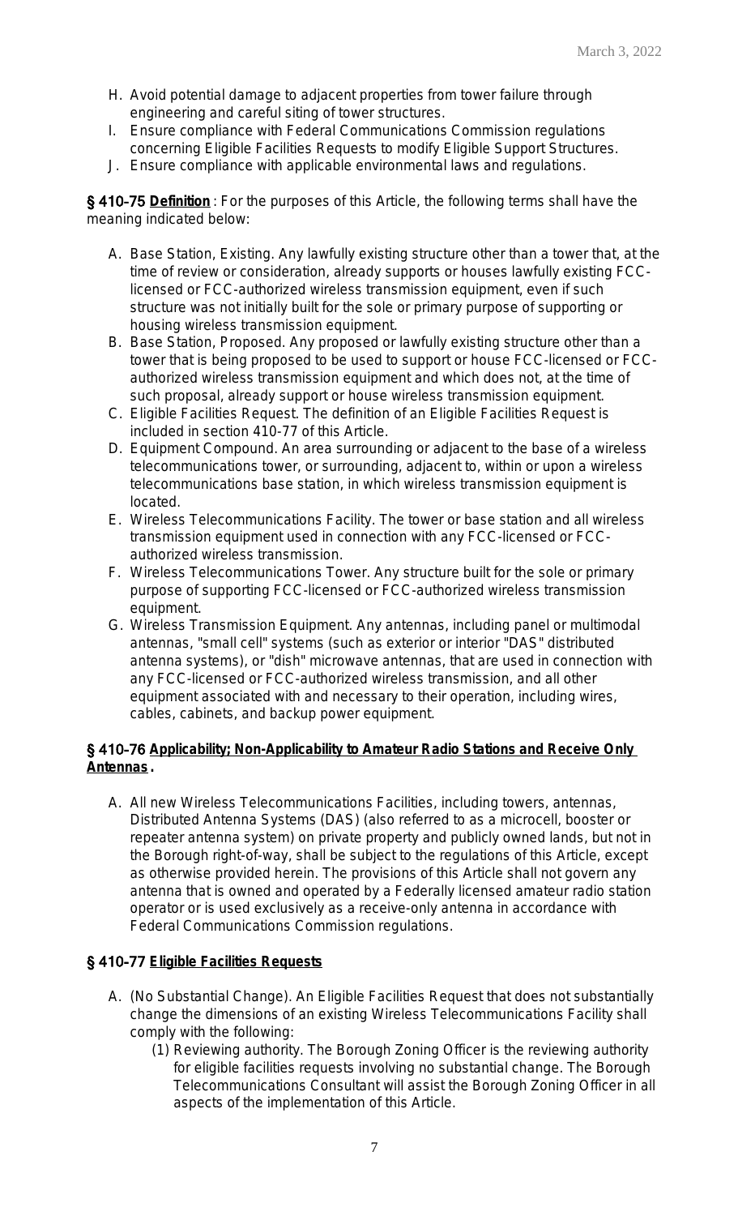H. Avoid potential damage to adjacent properties from tower failure through engineering and careful siting of tower structures.
I. Ensure compliance with Federal Communications Commission regulations concerning Eligible Facilities Requests to modify Eligible Support Structures.
J. Ensure compliance with applicable environmental laws and regulations.

**§ 410-75 Definition**: For the purposes of this Article, the following terms shall have the meaning indicated below:

A. Base Station, Existing. Any lawfully existing structure other than a tower that, at the time of review or consideration, already supports or houses lawfully existing FCC-licensed or FCC-authorized wireless transmission equipment, even if such structure was not initially built for the sole or primary purpose of supporting or housing wireless transmission equipment.
B. Base Station, Proposed. Any proposed or lawfully existing structure other than a tower that is being proposed to be used to support or house FCC-licensed or FCC-authorized wireless transmission equipment and which does not, at the time of such proposal, already support or house wireless transmission equipment.
C. Eligible Facilities Request. The definition of an Eligible Facilities Request is included in section 410-77 of this Article.
D. Equipment Compound. An area surrounding or adjacent to the base of a wireless telecommunications tower, or surrounding, adjacent to, within or upon a wireless telecommunications base station, in which wireless transmission equipment is located.
E. Wireless Telecommunications Facility. The tower or base station and all wireless transmission equipment used in connection with any FCC-licensed or FCC-authorized wireless transmission.
F. Wireless Telecommunications Tower. Any structure built for the sole or primary purpose of supporting FCC-licensed or FCC-authorized wireless transmission equipment.
G. Wireless Transmission Equipment. Any antennas, including panel or multimodal antennas, "small cell" systems (such as exterior or interior "DAS" distributed antenna systems), or "dish" microwave antennas, that are used in connection with any FCC-licensed or FCC-authorized wireless transmission, and all other equipment associated with and necessary to their operation, including wires, cables, cabinets, and backup power equipment.

**§ 410-76 Applicability; Non-Applicability to Amateur Radio Stations and Receive Only Antennas.**

A. All new Wireless Telecommunications Facilities, including towers, antennas, Distributed Antenna Systems (DAS) (also referred to as a microcell, booster or repeater antenna system) on private property and publicly owned lands, but not in the Borough right-of-way, shall be subject to the regulations of this Article, except as otherwise provided herein. The provisions of this Article shall not govern any antenna that is owned and operated by a Federally licensed amateur radio station operator or is used exclusively as a receive-only antenna in accordance with Federal Communications Commission regulations.

**§ 410-77 Eligible Facilities Requests**

A. (No Substantial Change). An Eligible Facilities Request that does not substantially change the dimensions of an existing Wireless Telecommunications Facility shall comply with the following:
   (1) Reviewing authority. The Borough Zoning Officer is the reviewing authority for eligible facilities requests involving no substantial change. The Borough Telecommunications Consultant will assist the Borough Zoning Officer in all aspects of the implementation of this Article.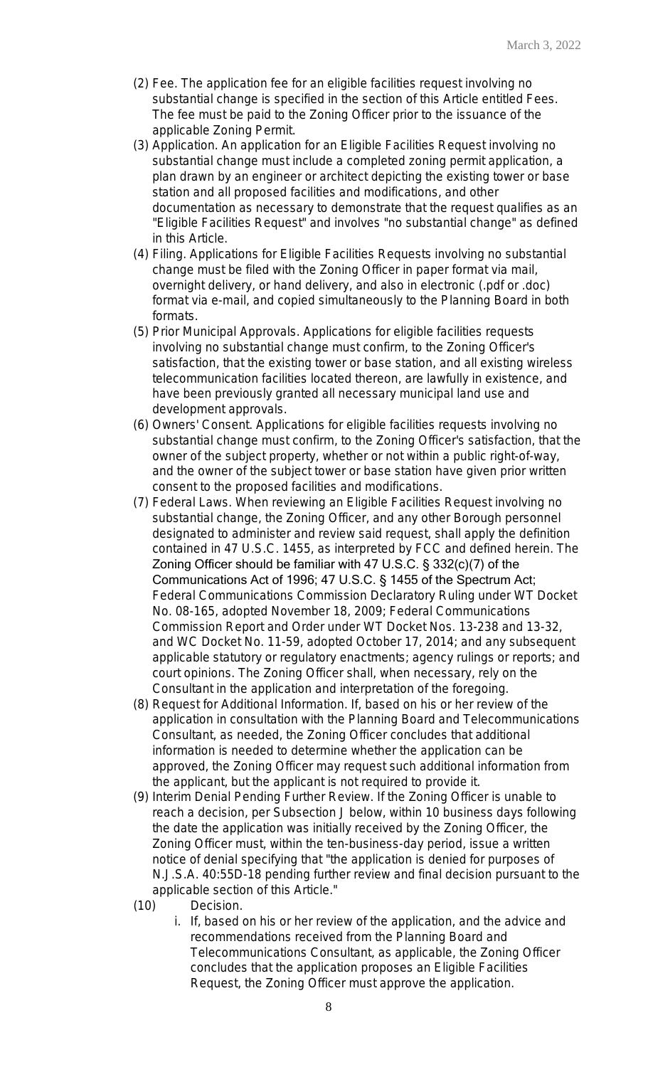(2) Fee. The application fee for an eligible facilities request involving no substantial change is specified in the section of this Article entitled Fees. The fee must be paid to the Zoning Officer prior to the issuance of the applicable Zoning Permit.

(3) Application. An application for an Eligible Facilities Request involving no substantial change must include a completed zoning permit application, a plan drawn by an engineer or architect depicting the existing tower or base station and all proposed facilities and modifications, and other documentation as necessary to demonstrate that the request qualifies as an "Eligible Facilities Request" and involves "no substantial change" as defined in this Article.

(4) Filing. Applications for Eligible Facilities Requests involving no substantial change must be filed with the Zoning Officer in paper format via mail, overnight delivery, or hand delivery, and also in electronic (.pdf or .doc) format via e-mail, and copied simultaneously to the Planning Board in both formats.

(5) Prior Municipal Approvals. Applications for eligible facilities requests involving no substantial change must confirm, to the Zoning Officer's satisfaction, that the existing tower or base station, and all existing wireless telecommunication facilities located thereon, are lawfully in existence, and have been previously granted all necessary municipal land use and development approvals.

(6) Owners' Consent. Applications for eligible facilities requests involving no substantial change must confirm, to the Zoning Officer's satisfaction, that the owner of the subject property, whether or not within a public right-of-way, and the owner of the subject tower or base station have given prior written consent to the proposed facilities and modifications.

(7) Federal Laws. When reviewing an Eligible Facilities Request involving no substantial change, the Zoning Officer, and any other Borough personnel designated to administer and review said request, shall apply the definition contained in 47 U.S.C. 1455, as interpreted by FCC and defined herein. The Zoning Officer should be familiar with 47 U.S.C. § 332(c)(7) of the Communications Act of 1996; 47 U.S.C. § 1455 of the Spectrum Act; Federal Communications Commission Declaratory Ruling under WT Docket No. 08-165, adopted November 18, 2009; Federal Communications Commission Report and Order under WT Docket Nos. 13-238 and 13-32, and WC Docket No. 11-59, adopted October 17, 2014; and any subsequent applicable statutory or regulatory enactments; agency rulings or reports; and court opinions. The Zoning Officer shall, when necessary, rely on the Consultant in the application and interpretation of the foregoing.

(8) Request for Additional Information. If, based on his or her review of the application in consultation with the Planning Board and Telecommunications Consultant, as needed, the Zoning Officer concludes that additional information is needed to determine whether the application can be approved, the Zoning Officer may request such additional information from the applicant, but the applicant is not required to provide it.

(9) Interim Denial Pending Further Review. If the Zoning Officer is unable to reach a decision, per Subsection J below, within 10 business days following the date the application was initially received by the Zoning Officer, the Zoning Officer must, within the ten-business-day period, issue a written notice of denial specifying that "the application is denied for purposes of N.J.S.A. 40:55D-18 pending further review and final decision pursuant to the applicable section of this Article."

(10) Decision.

   i. If, based on his or her review of the application, and the advice and recommendations received from the Planning Board and Telecommunications Consultant, as applicable, the Zoning Officer concludes that the application proposes an Eligible Facilities Request, the Zoning Officer must approve the application.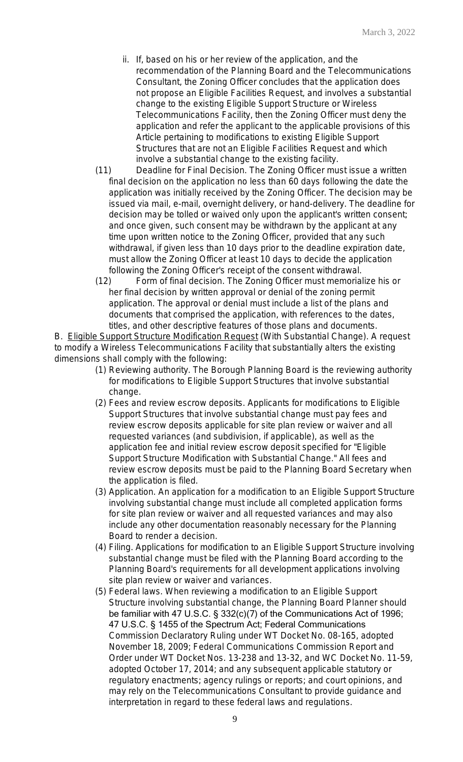ii. If, based on his or her review of the application, and the recommendation of the Planning Board and the Telecommunications Consultant, the Zoning Officer concludes that the application does not propose an Eligible Facilities Request, and involves a substantial change to the existing Eligible Support Structure or Wireless Telecommunications Facility, then the Zoning Officer must deny the application and refer the applicant to the applicable provisions of this Article pertaining to modifications to existing Eligible Support Structures that are not an Eligible Facilities Request and which involve a substantial change to the existing facility.

(11) Deadline for Final Decision. The Zoning Officer must issue a written final decision on the application no less than 60 days following the date the application was initially received by the Zoning Officer. The decision may be issued via mail, e-mail, overnight delivery, or hand-delivery. The deadline for decision may be tolled or waived only upon the applicant's written consent; and once given, such consent may be withdrawn by the applicant at any time upon written notice to the Zoning Officer, provided that any such withdrawal, if given less than 10 days prior to the deadline expiration date, must allow the Zoning Officer at least 10 days to decide the application following the Zoning Officer's receipt of the consent withdrawal.

(12) Form of final decision. The Zoning Officer must memorialize his or her final decision by written approval or denial of the zoning permit application. The approval or denial must include a list of the plans and documents that comprised the application, with references to the dates, titles, and other descriptive features of those plans and documents.

B. Eligible Support Structure Modification Request (With Substantial Change). A request to modify a Wireless Telecommunications Facility that substantially alters the existing dimensions shall comply with the following:

(1) Reviewing authority. The Borough Planning Board is the reviewing authority for modifications to Eligible Support Structures that involve substantial change.

(2) Fees and review escrow deposits. Applicants for modifications to Eligible Support Structures that involve substantial change must pay fees and review escrow deposits applicable for site plan review or waiver and all requested variances (and subdivision, if applicable), as well as the application fee and initial review escrow deposit specified for "Eligible Support Structure Modification with Substantial Change." All fees and review escrow deposits must be paid to the Planning Board Secretary when the application is filed.

(3) Application. An application for a modification to an Eligible Support Structure involving substantial change must include all completed application forms for site plan review or waiver and all requested variances and may also include any other documentation reasonably necessary for the Planning Board to render a decision.

(4) Filing. Applications for modification to an Eligible Support Structure involving substantial change must be filed with the Planning Board according to the Planning Board's requirements for all development applications involving site plan review or waiver and variances.

(5) Federal laws. When reviewing a modification to an Eligible Support Structure involving substantial change, the Planning Board Planner should be familiar with 47 U.S.C. § 332(c)(7) of the Communications Act of 1996; 47 U.S.C. § 1455 of the Spectrum Act; Federal Communications Commission Declaratory Ruling under WT Docket No. 08-165, adopted November 18, 2009; Federal Communications Commission Report and Order under WT Docket Nos. 13-238 and 13-32, and WC Docket No. 11-59, adopted October 17, 2014; and any subsequent applicable statutory or regulatory enactments; agency rulings or reports; and court opinions, and may rely on the Telecommunications Consultant to provide guidance and interpretation in regard to these federal laws and regulations.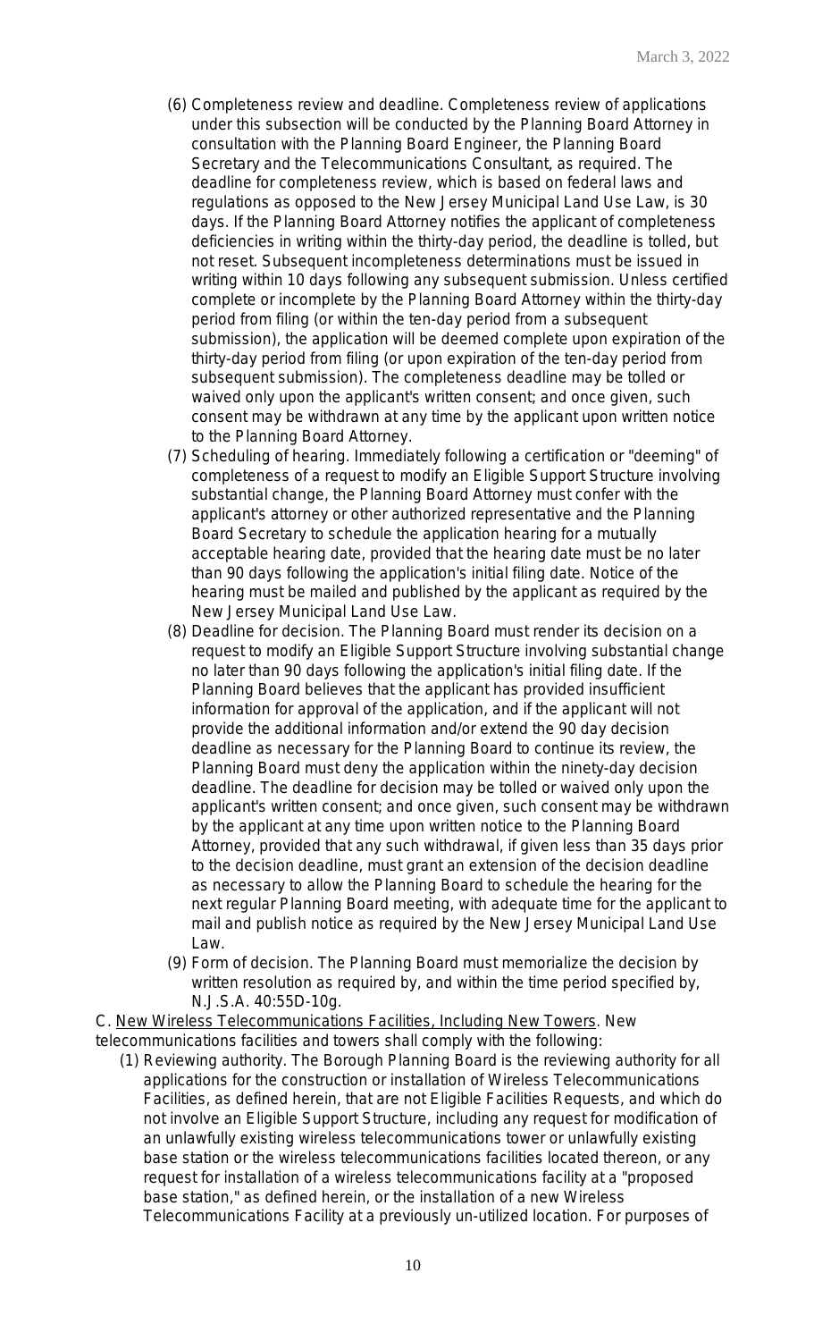(6) Completeness review and deadline. Completeness review of applications under this subsection will be conducted by the Planning Board Attorney in consultation with the Planning Board Engineer, the Planning Board Secretary and the Telecommunications Consultant, as required. The deadline for completeness review, which is based on federal laws and regulations as opposed to the New Jersey Municipal Land Use Law, is 30 days. If the Planning Board Attorney notifies the applicant of completeness deficiencies in writing within the thirty-day period, the deadline is tolled, but not reset. Subsequent incompleteness determinations must be issued in writing within 10 days following any subsequent submission. Unless certified complete or incomplete by the Planning Board Attorney within the thirty-day period from filing (or within the ten-day period from a subsequent submission), the application will be deemed complete upon expiration of the thirty-day period from filing (or upon expiration of the ten-day period from subsequent submission). The completeness deadline may be tolled or waived only upon the applicant's written consent; and once given, such consent may be withdrawn at any time by the applicant upon written notice to the Planning Board Attorney.

(7) Scheduling of hearing. Immediately following a certification or "deeming" of completeness of a request to modify an Eligible Support Structure involving substantial change, the Planning Board Attorney must confer with the applicant's attorney or other authorized representative and the Planning Board Secretary to schedule the application hearing for a mutually acceptable hearing date, provided that the hearing date must be no later than 90 days following the application's initial filing date. Notice of the hearing must be mailed and published by the applicant as required by the New Jersey Municipal Land Use Law.

(8) Deadline for decision. The Planning Board must render its decision on a request to modify an Eligible Support Structure involving substantial change no later than 90 days following the application's initial filing date. If the Planning Board believes that the applicant has provided insufficient information for approval of the application, and if the applicant will not provide the additional information and/or extend the 90 day decision deadline as necessary for the Planning Board to continue its review, the Planning Board must deny the application within the ninety-day decision deadline. The deadline for decision may be tolled or waived only upon the applicant's written consent; and once given, such consent may be withdrawn by the applicant at any time upon written notice to the Planning Board Attorney, provided that any such withdrawal, if given less than 35 days prior to the decision deadline, must grant an extension of the decision deadline as necessary to allow the Planning Board to schedule the hearing for the next regular Planning Board meeting, with adequate time for the applicant to mail and publish notice as required by the New Jersey Municipal Land Use Law.

(9) Form of decision. The Planning Board must memorialize the decision by written resolution as required by, and within the time period specified by, N.J.S.A. 40:55D-10g.

C. New Wireless Telecommunications Facilities, Including New Towers. New telecommunications facilities and towers shall comply with the following:

(1) Reviewing authority. The Borough Planning Board is the reviewing authority for all applications for the construction or installation of Wireless Telecommunications Facilities, as defined herein, that are not Eligible Facilities Requests, and which do not involve an Eligible Support Structure, including any request for modification of an unlawfully existing wireless telecommunications tower or unlawfully existing base station or the wireless telecommunications facilities located thereon, or any request for installation of a wireless telecommunications facility at a "proposed base station," as defined herein, or the installation of a new Wireless Telecommunications Facility at a previously un-utilized location. For purposes of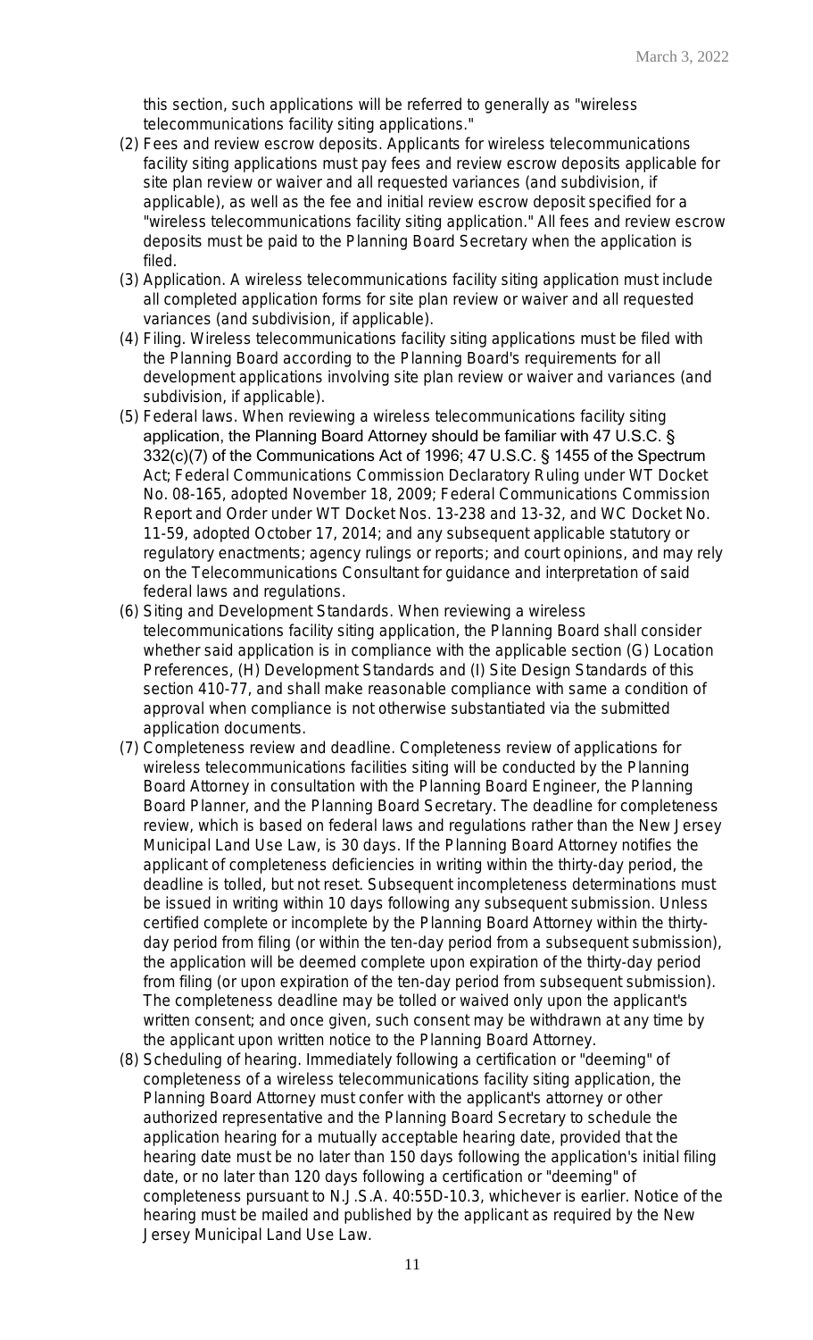this section, such applications will be referred to generally as "wireless telecommunications facility siting applications."

(2) Fees and review escrow deposits. Applicants for wireless telecommunications facility siting applications must pay fees and review escrow deposits applicable for site plan review or waiver and all requested variances (and subdivision, if applicable), as well as the fee and initial review escrow deposit specified for a "wireless telecommunications facility siting application." All fees and review escrow deposits must be paid to the Planning Board Secretary when the application is filed.

(3) Application. A wireless telecommunications facility siting application must include all completed application forms for site plan review or waiver and all requested variances (and subdivision, if applicable).

(4) Filing. Wireless telecommunications facility siting applications must be filed with the Planning Board according to the Planning Board's requirements for all development applications involving site plan review or waiver and variances (and subdivision, if applicable).

(5) Federal laws. When reviewing a wireless telecommunications facility siting application, the Planning Board Attorney should be familiar with 47 U.S.C. § 332(c)(7) of the Communications Act of 1996; 47 U.S.C. § 1455 of the Spectrum Act; Federal Communications Commission Declaratory Ruling under WT Docket No. 08-165, adopted November 18, 2009; Federal Communications Commission Report and Order under WT Docket Nos. 13-238 and 13-32, and WC Docket No. 11-59, adopted October 17, 2014; and any subsequent applicable statutory or regulatory enactments; agency rulings or reports; and court opinions, and may rely on the Telecommunications Consultant for guidance and interpretation of said federal laws and regulations.

(6) Siting and Development Standards. When reviewing a wireless telecommunications facility siting application, the Planning Board shall consider whether said application is in compliance with the applicable section (G) Location Preferences, (H) Development Standards and (I) Site Design Standards of this section 410-77, and shall make reasonable compliance with same a condition of approval when compliance is not otherwise substantiated via the submitted application documents.

(7) Completeness review and deadline. Completeness review of applications for wireless telecommunications facilities siting will be conducted by the Planning Board Attorney in consultation with the Planning Board Engineer, the Planning Board Planner, and the Planning Board Secretary. The deadline for completeness review, which is based on federal laws and regulations rather than the New Jersey Municipal Land Use Law, is 30 days. If the Planning Board Attorney notifies the applicant of completeness deficiencies in writing within the thirty-day period, the deadline is tolled, but not reset. Subsequent incompleteness determinations must be issued in writing within 10 days following any subsequent submission. Unless certified complete or incomplete by the Planning Board Attorney within the thirty-day period from filing (or within the ten-day period from a subsequent submission), the application will be deemed complete upon expiration of the thirty-day period from filing (or upon expiration of the ten-day period from subsequent submission). The completeness deadline may be tolled or waived only upon the applicant's written consent; and once given, such consent may be withdrawn at any time by the applicant upon written notice to the Planning Board Attorney.

(8) Scheduling of hearing. Immediately following a certification or "deeming" of completeness of a wireless telecommunications facility siting application, the Planning Board Attorney must confer with the applicant's attorney or other authorized representative and the Planning Board Secretary to schedule the application hearing for a mutually acceptable hearing date, provided that the hearing date must be no later than 150 days following the application's initial filing date, or no later than 120 days following a certification or "deeming" of completeness pursuant to N.J.S.A. 40:55D-10.3, whichever is earlier. Notice of the hearing must be mailed and published by the applicant as required by the New Jersey Municipal Land Use Law.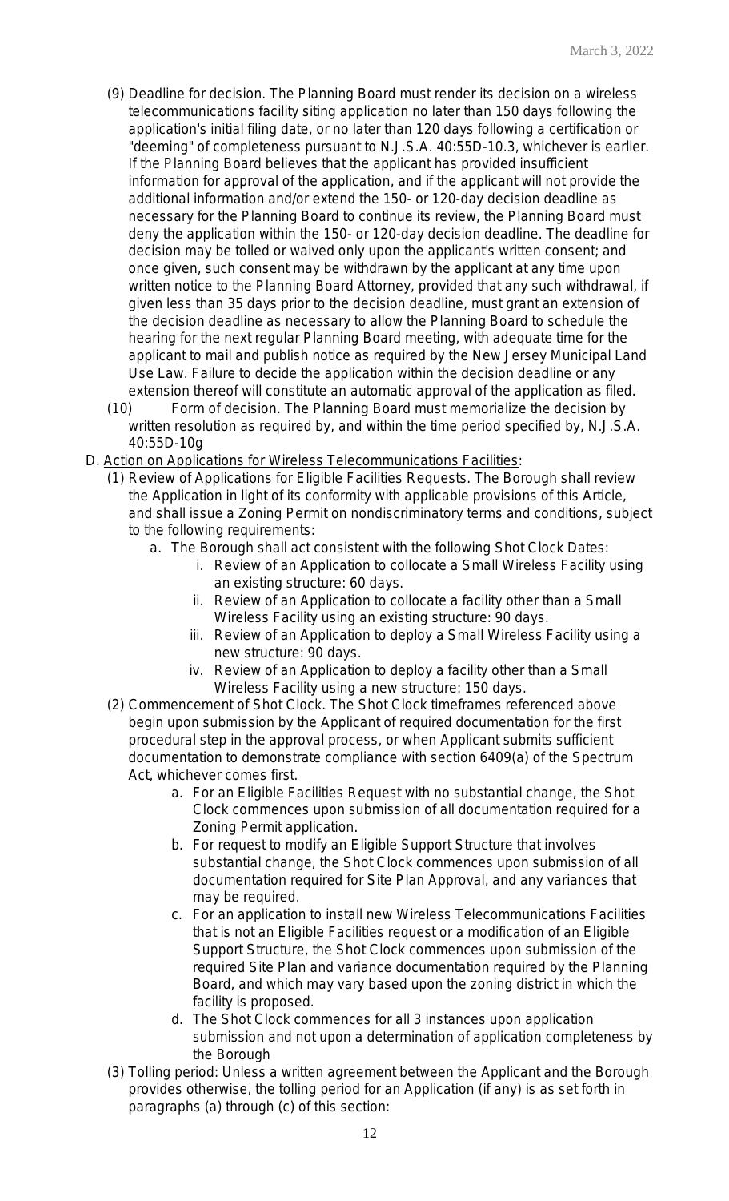(9) Deadline for decision. The Planning Board must render its decision on a wireless telecommunications facility siting application no later than 150 days following the application's initial filing date, or no later than 120 days following a certification or "deeming" of completeness pursuant to N.J.S.A. 40:55D-10.3, whichever is earlier. If the Planning Board believes that the applicant has provided insufficient information for approval of the application, and if the applicant will not provide the additional information and/or extend the 150- or 120-day decision deadline as necessary for the Planning Board to continue its review, the Planning Board must deny the application within the 150- or 120-day decision deadline. The deadline for decision may be tolled or waived only upon the applicant's written consent; and once given, such consent may be withdrawn by the applicant at any time upon written notice to the Planning Board Attorney, provided that any such withdrawal, if given less than 35 days prior to the decision deadline, must grant an extension of the decision deadline as necessary to allow the Planning Board to schedule the hearing for the next regular Planning Board meeting, with adequate time for the applicant to mail and publish notice as required by the New Jersey Municipal Land Use Law. Failure to decide the application within the decision deadline or any extension thereof will constitute an automatic approval of the application as filed.

(10) Form of decision. The Planning Board must memorialize the decision by written resolution as required by, and within the time period specified by, N.J.S.A. 40:55D-10g

D. <u>Action on Applications for Wireless Telecommunications Facilities</u>:

(1) Review of Applications for Eligible Facilities Requests. The Borough shall review the Application in light of its conformity with applicable provisions of this Article, and shall issue a Zoning Permit on nondiscriminatory terms and conditions, subject to the following requirements:

   a. The Borough shall act consistent with the following Shot Clock Dates:

      i. Review of an Application to collocate a Small Wireless Facility using an existing structure: 60 days.

      ii. Review of an Application to collocate a facility other than a Small Wireless Facility using an existing structure: 90 days.

      iii. Review of an Application to deploy a Small Wireless Facility using a new structure: 90 days.

      iv. Review of an Application to deploy a facility other than a Small Wireless Facility using a new structure: 150 days.

(2) Commencement of Shot Clock. The Shot Clock timeframes referenced above begin upon submission by the Applicant of required documentation for the first procedural step in the approval process, or when Applicant submits sufficient documentation to demonstrate compliance with section 6409(a) of the Spectrum Act, whichever comes first.

   a. For an Eligible Facilities Request with no substantial change, the Shot Clock commences upon submission of all documentation required for a Zoning Permit application.

   b. For request to modify an Eligible Support Structure that involves substantial change, the Shot Clock commences upon submission of all documentation required for Site Plan Approval, and any variances that may be required.

   c. For an application to install new Wireless Telecommunications Facilities that is not an Eligible Facilities request or a modification of an Eligible Support Structure, the Shot Clock commences upon submission of the required Site Plan and variance documentation required by the Planning Board, and which may vary based upon the zoning district in which the facility is proposed.

   d. The Shot Clock commences for all 3 instances upon application submission and not upon a determination of application completeness by the Borough

(3) Tolling period: Unless a written agreement between the Applicant and the Borough provides otherwise, the tolling period for an Application (if any) is as set forth in paragraphs (a) through (c) of this section: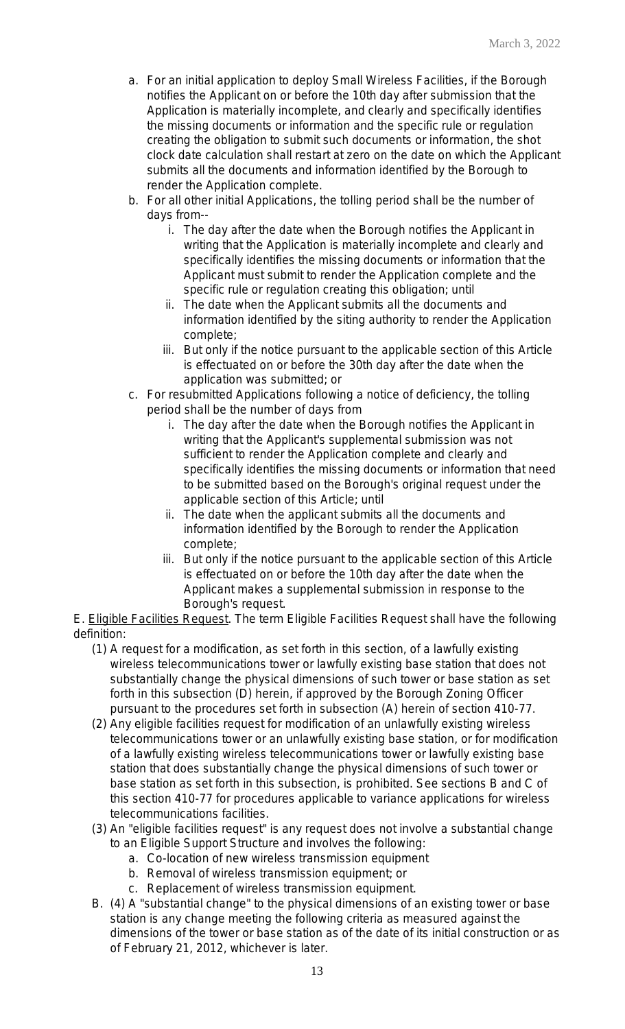a. For an initial application to deploy Small Wireless Facilities, if the Borough notifies the Applicant on or before the 10th day after submission that the Application is materially incomplete, and clearly and specifically identifies the missing documents or information and the specific rule or regulation creating the obligation to submit such documents or information, the shot clock date calculation shall restart at zero on the date on which the Applicant submits all the documents and information identified by the Borough to render the Application complete.

b. For all other initial Applications, the tolling period shall be the number of days from--
   i. The day after the date when the Borough notifies the Applicant in writing that the Application is materially incomplete and clearly and specifically identifies the missing documents or information that the Applicant must submit to render the Application complete and the specific rule or regulation creating this obligation; until
   ii. The date when the Applicant submits all the documents and information identified by the siting authority to render the Application complete;
   iii. But only if the notice pursuant to the applicable section of this Article is effectuated on or before the 30th day after the date when the application was submitted; or

c. For resubmitted Applications following a notice of deficiency, the tolling period shall be the number of days from
   i. The day after the date when the Borough notifies the Applicant in writing that the Applicant's supplemental submission was not sufficient to render the Application complete and clearly and specifically identifies the missing documents or information that need to be submitted based on the Borough's original request under the applicable section of this Article; until
   ii. The date when the applicant submits all the documents and information identified by the Borough to render the Application complete;
   iii. But only if the notice pursuant to the applicable section of this Article is effectuated on or before the 10th day after the date when the Applicant makes a supplemental submission in response to the Borough's request.

E. Eligible Facilities Request. The term Eligible Facilities Request shall have the following definition:

(1) A request for a modification, as set forth in this section, of a lawfully existing wireless telecommunications tower or lawfully existing base station that does not substantially change the physical dimensions of such tower or base station as set forth in this subsection (D) herein, if approved by the Borough Zoning Officer pursuant to the procedures set forth in subsection (A) herein of section 410-77.

(2) Any eligible facilities request for modification of an unlawfully existing wireless telecommunications tower or an unlawfully existing base station, or for modification of a lawfully existing wireless telecommunications tower or lawfully existing base station that does substantially change the physical dimensions of such tower or base station as set forth in this subsection, is prohibited. See sections B and C of this section 410-77 for procedures applicable to variance applications for wireless telecommunications facilities.

(3) An "eligible facilities request" is any request does not involve a substantial change to an Eligible Support Structure and involves the following:
   a. Co-location of new wireless transmission equipment
   b. Removal of wireless transmission equipment; or
   c. Replacement of wireless transmission equipment.

B. (4) A "substantial change" to the physical dimensions of an existing tower or base station is any change meeting the following criteria as measured against the dimensions of the tower or base station as of the date of its initial construction or as of February 21, 2012, whichever is later.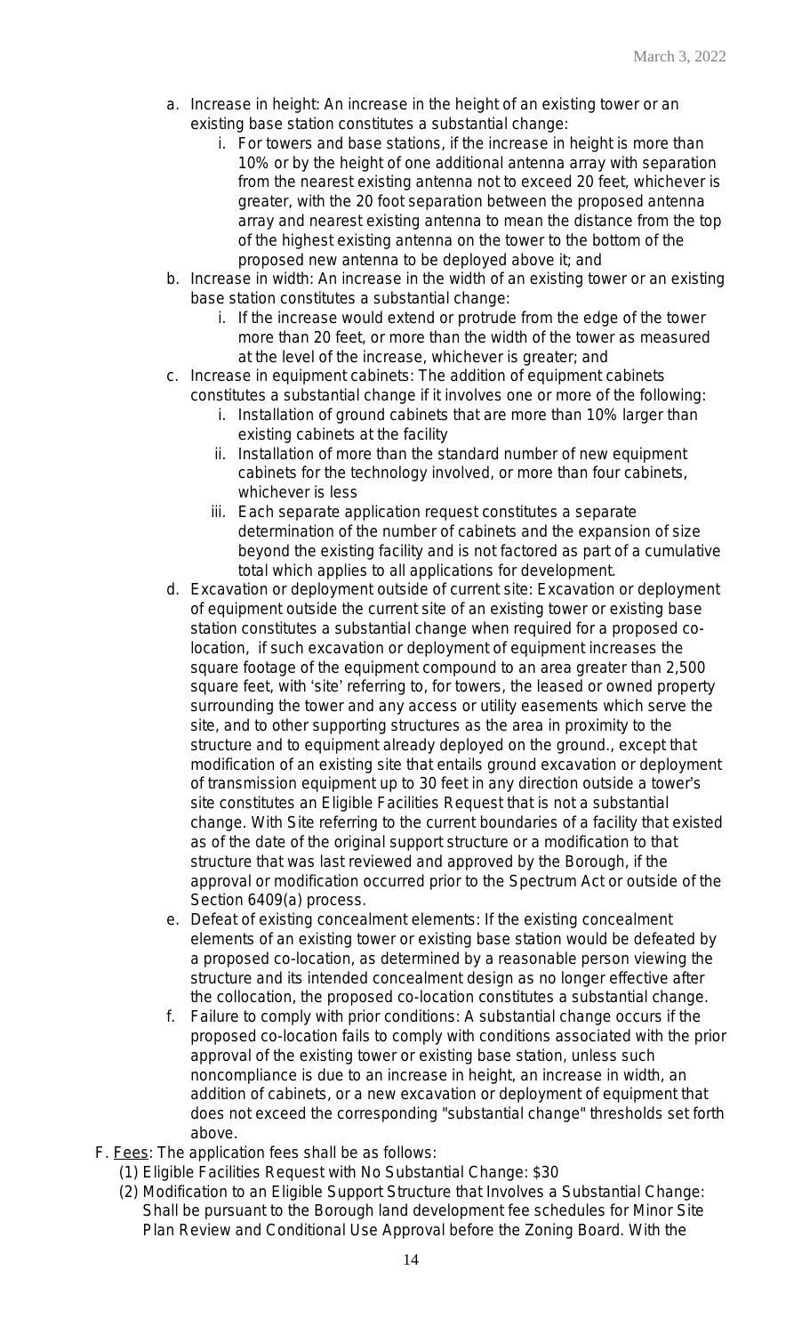a. Increase in height: An increase in the height of an existing tower or an existing base station constitutes a substantial change:
   i. For towers and base stations, if the increase in height is more than 10% or by the height of one additional antenna array with separation from the nearest existing antenna not to exceed 20 feet, whichever is greater, with the 20 foot separation between the proposed antenna array and nearest existing antenna to mean the distance from the top of the highest existing antenna on the tower to the bottom of the proposed new antenna to be deployed above it; and
b. Increase in width: An increase in the width of an existing tower or an existing base station constitutes a substantial change:
   i. If the increase would extend or protrude from the edge of the tower more than 20 feet, or more than the width of the tower as measured at the level of the increase, whichever is greater; and
c. Increase in equipment cabinets: The addition of equipment cabinets constitutes a substantial change if it involves one or more of the following:
   i. Installation of ground cabinets that are more than 10% larger than existing cabinets at the facility
   ii. Installation of more than the standard number of new equipment cabinets for the technology involved, or more than four cabinets, whichever is less
   iii. Each separate application request constitutes a separate determination of the number of cabinets and the expansion of size beyond the existing facility and is not factored as part of a cumulative total which applies to all applications for development.
d. Excavation or deployment outside of current site: Excavation or deployment of equipment outside the current site of an existing tower or existing base station constitutes a substantial change when required for a proposed co-location, if such excavation or deployment of equipment increases the square footage of the equipment compound to an area greater than 2,500 square feet, with 'site' referring to, for towers, the leased or owned property surrounding the tower and any access or utility easements which serve the site, and to other supporting structures as the area in proximity to the structure and to equipment already deployed on the ground., except that modification of an existing site that entails ground excavation or deployment of transmission equipment up to 30 feet in any direction outside a tower's site constitutes an Eligible Facilities Request that is not a substantial change. With Site referring to the current boundaries of a facility that existed as of the date of the original support structure or a modification to that structure that was last reviewed and approved by the Borough, if the approval or modification occurred prior to the Spectrum Act or outside of the Section 6409(a) process.
e. Defeat of existing concealment elements: If the existing concealment elements of an existing tower or existing base station would be defeated by a proposed co-location, as determined by a reasonable person viewing the structure and its intended concealment design as no longer effective after the collocation, the proposed co-location constitutes a substantial change.
f. Failure to comply with prior conditions: A substantial change occurs if the proposed co-location fails to comply with conditions associated with the prior approval of the existing tower or existing base station, unless such noncompliance is due to an increase in height, an increase in width, an addition of cabinets, or a new excavation or deployment of equipment that does not exceed the corresponding "substantial change" thresholds set forth above.

F. <u>Fees</u>: The application fees shall be as follows:
   (1) Eligible Facilities Request with No Substantial Change: $30
   (2) Modification to an Eligible Support Structure that Involves a Substantial Change: Shall be pursuant to the Borough land development fee schedules for Minor Site Plan Review and Conditional Use Approval before the Zoning Board. With the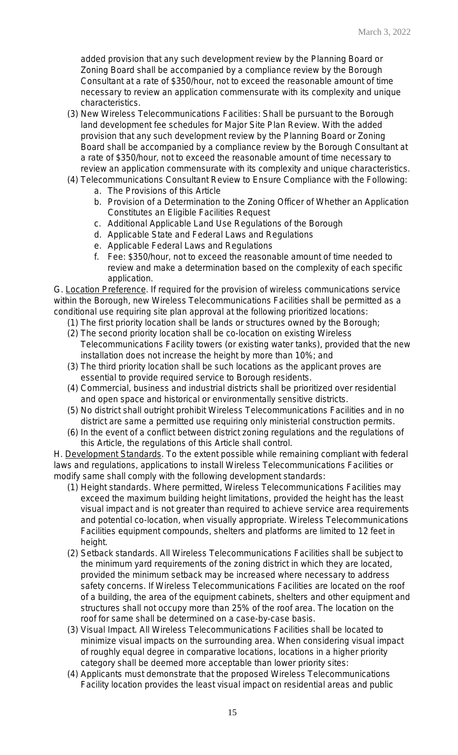added provision that any such development review by the Planning Board or Zoning Board shall be accompanied by a compliance review by the Borough Consultant at a rate of $350/hour, not to exceed the reasonable amount of time necessary to review an application commensurate with its complexity and unique characteristics.

(3) New Wireless Telecommunications Facilities: Shall be pursuant to the Borough land development fee schedules for Major Site Plan Review. With the added provision that any such development review by the Planning Board or Zoning Board shall be accompanied by a compliance review by the Borough Consultant at a rate of $350/hour, not to exceed the reasonable amount of time necessary to review an application commensurate with its complexity and unique characteristics.

(4) Telecommunications Consultant Review to Ensure Compliance with the Following:

a. The Provisions of this Article
b. Provision of a Determination to the Zoning Officer of Whether an Application Constitutes an Eligible Facilities Request
c. Additional Applicable Land Use Regulations of the Borough
d. Applicable State and Federal Laws and Regulations
e. Applicable Federal Laws and Regulations
f. Fee: $350/hour, not to exceed the reasonable amount of time needed to review and make a determination based on the complexity of each specific application.

G. Location Preference. If required for the provision of wireless communications service within the Borough, new Wireless Telecommunications Facilities shall be permitted as a conditional use requiring site plan approval at the following prioritized locations:

(1) The first priority location shall be lands or structures owned by the Borough;
(2) The second priority location shall be co-location on existing Wireless Telecommunications Facility towers (or existing water tanks), provided that the new installation does not increase the height by more than 10%; and
(3) The third priority location shall be such locations as the applicant proves are essential to provide required service to Borough residents.
(4) Commercial, business and industrial districts shall be prioritized over residential and open space and historical or environmentally sensitive districts.
(5) No district shall outright prohibit Wireless Telecommunications Facilities and in no district are same a permitted use requiring only ministerial construction permits.
(6) In the event of a conflict between district zoning regulations and the regulations of this Article, the regulations of this Article shall control.

H. Development Standards. To the extent possible while remaining compliant with federal laws and regulations, applications to install Wireless Telecommunications Facilities or modify same shall comply with the following development standards:

(1) Height standards. Where permitted, Wireless Telecommunications Facilities may exceed the maximum building height limitations, provided the height has the least visual impact and is not greater than required to achieve service area requirements and potential co-location, when visually appropriate. Wireless Telecommunications Facilities equipment compounds, shelters and platforms are limited to 12 feet in height.
(2) Setback standards. All Wireless Telecommunications Facilities shall be subject to the minimum yard requirements of the zoning district in which they are located, provided the minimum setback may be increased where necessary to address safety concerns. If Wireless Telecommunications Facilities are located on the roof of a building, the area of the equipment cabinets, shelters and other equipment and structures shall not occupy more than 25% of the roof area. The location on the roof for same shall be determined on a case-by-case basis.
(3) Visual Impact. All Wireless Telecommunications Facilities shall be located to minimize visual impacts on the surrounding area. When considering visual impact of roughly equal degree in comparative locations, locations in a higher priority category shall be deemed more acceptable than lower priority sites:
(4) Applicants must demonstrate that the proposed Wireless Telecommunications Facility location provides the least visual impact on residential areas and public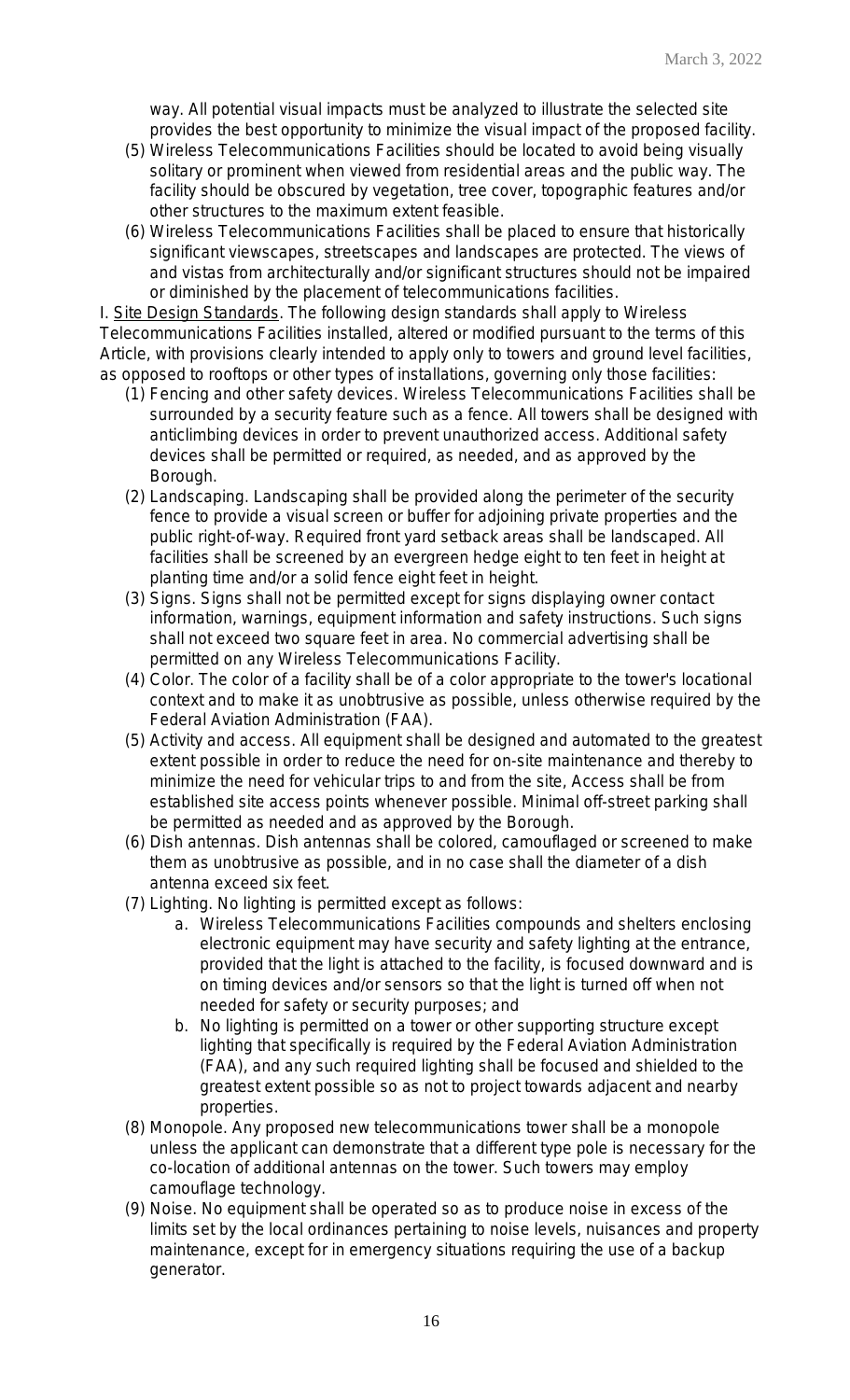way. All potential visual impacts must be analyzed to illustrate the selected site provides the best opportunity to minimize the visual impact of the proposed facility.

(5) Wireless Telecommunications Facilities should be located to avoid being visually solitary or prominent when viewed from residential areas and the public way. The facility should be obscured by vegetation, tree cover, topographic features and/or other structures to the maximum extent feasible.

(6) Wireless Telecommunications Facilities shall be placed to ensure that historically significant viewscapes, streetscapes and landscapes are protected. The views of and vistas from architecturally and/or significant structures should not be impaired or diminished by the placement of telecommunications facilities.

I. Site Design Standards. The following design standards shall apply to Wireless Telecommunications Facilities installed, altered or modified pursuant to the terms of this Article, with provisions clearly intended to apply only to towers and ground level facilities, as opposed to rooftops or other types of installations, governing only those facilities:

(1) Fencing and other safety devices. Wireless Telecommunications Facilities shall be surrounded by a security feature such as a fence. All towers shall be designed with anticlimbing devices in order to prevent unauthorized access. Additional safety devices shall be permitted or required, as needed, and as approved by the Borough.

(2) Landscaping. Landscaping shall be provided along the perimeter of the security fence to provide a visual screen or buffer for adjoining private properties and the public right-of-way. Required front yard setback areas shall be landscaped. All facilities shall be screened by an evergreen hedge eight to ten feet in height at planting time and/or a solid fence eight feet in height.

(3) Signs. Signs shall not be permitted except for signs displaying owner contact information, warnings, equipment information and safety instructions. Such signs shall not exceed two square feet in area. No commercial advertising shall be permitted on any Wireless Telecommunications Facility.

(4) Color. The color of a facility shall be of a color appropriate to the tower's locational context and to make it as unobtrusive as possible, unless otherwise required by the Federal Aviation Administration (FAA).

(5) Activity and access. All equipment shall be designed and automated to the greatest extent possible in order to reduce the need for on-site maintenance and thereby to minimize the need for vehicular trips to and from the site, Access shall be from established site access points whenever possible. Minimal off-street parking shall be permitted as needed and as approved by the Borough.

(6) Dish antennas. Dish antennas shall be colored, camouflaged or screened to make them as unobtrusive as possible, and in no case shall the diameter of a dish antenna exceed six feet.

(7) Lighting. No lighting is permitted except as follows:

a. Wireless Telecommunications Facilities compounds and shelters enclosing electronic equipment may have security and safety lighting at the entrance, provided that the light is attached to the facility, is focused downward and is on timing devices and/or sensors so that the light is turned off when not needed for safety or security purposes; and

b. No lighting is permitted on a tower or other supporting structure except lighting that specifically is required by the Federal Aviation Administration (FAA), and any such required lighting shall be focused and shielded to the greatest extent possible so as not to project towards adjacent and nearby properties.

(8) Monopole. Any proposed new telecommunications tower shall be a monopole unless the applicant can demonstrate that a different type pole is necessary for the co-location of additional antennas on the tower. Such towers may employ camouflage technology.

(9) Noise. No equipment shall be operated so as to produce noise in excess of the limits set by the local ordinances pertaining to noise levels, nuisances and property maintenance, except for in emergency situations requiring the use of a backup generator.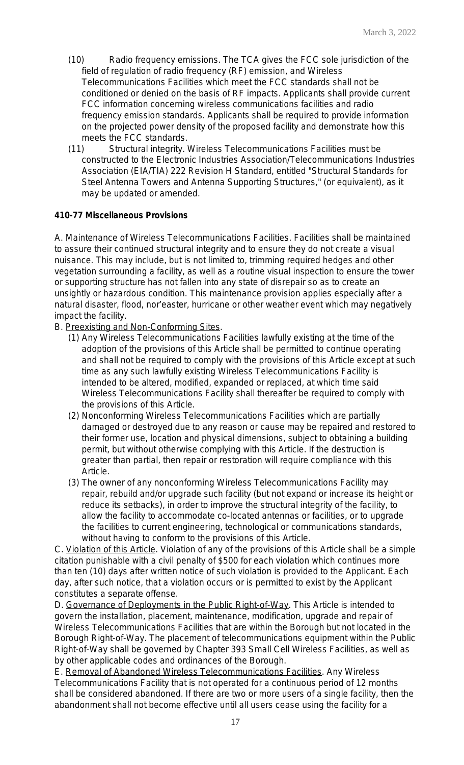(10) Radio frequency emissions. The TCA gives the FCC sole jurisdiction of the field of regulation of radio frequency (RF) emission, and Wireless Telecommunications Facilities which meet the FCC standards shall not be conditioned or denied on the basis of RF impacts. Applicants shall provide current FCC information concerning wireless communications facilities and radio frequency emission standards. Applicants shall be required to provide information on the projected power density of the proposed facility and demonstrate how this meets the FCC standards.

(11) Structural integrity. Wireless Telecommunications Facilities must be constructed to the Electronic Industries Association/Telecommunications Industries Association (EIA/TIA) 222 Revision H Standard, entitled "Structural Standards for Steel Antenna Towers and Antenna Supporting Structures," (or equivalent), as it may be updated or amended.

**410-77 Miscellaneous Provisions**

A. Maintenance of Wireless Telecommunications Facilities. Facilities shall be maintained to assure their continued structural integrity and to ensure they do not create a visual nuisance. This may include, but is not limited to, trimming required hedges and other vegetation surrounding a facility, as well as a routine visual inspection to ensure the tower or supporting structure has not fallen into any state of disrepair so as to create an unsightly or hazardous condition. This maintenance provision applies especially after a natural disaster, flood, nor'easter, hurricane or other weather event which may negatively impact the facility.

B. Preexisting and Non-Conforming Sites.

(1) Any Wireless Telecommunications Facilities lawfully existing at the time of the adoption of the provisions of this Article shall be permitted to continue operating and shall not be required to comply with the provisions of this Article except at such time as any such lawfully existing Wireless Telecommunications Facility is intended to be altered, modified, expanded or replaced, at which time said Wireless Telecommunications Facility shall thereafter be required to comply with the provisions of this Article.

(2) Nonconforming Wireless Telecommunications Facilities which are partially damaged or destroyed due to any reason or cause may be repaired and restored to their former use, location and physical dimensions, subject to obtaining a building permit, but without otherwise complying with this Article. If the destruction is greater than partial, then repair or restoration will require compliance with this Article.

(3) The owner of any nonconforming Wireless Telecommunications Facility may repair, rebuild and/or upgrade such facility (but not expand or increase its height or reduce its setbacks), in order to improve the structural integrity of the facility, to allow the facility to accommodate co-located antennas or facilities, or to upgrade the facilities to current engineering, technological or communications standards, without having to conform to the provisions of this Article.

C. Violation of this Article. Violation of any of the provisions of this Article shall be a simple citation punishable with a civil penalty of $500 for each violation which continues more than ten (10) days after written notice of such violation is provided to the Applicant. Each day, after such notice, that a violation occurs or is permitted to exist by the Applicant constitutes a separate offense.

D. Governance of Deployments in the Public Right-of-Way. This Article is intended to govern the installation, placement, maintenance, modification, upgrade and repair of Wireless Telecommunications Facilities that are within the Borough but not located in the Borough Right-of-Way. The placement of telecommunications equipment within the Public Right-of-Way shall be governed by Chapter 393 Small Cell Wireless Facilities, as well as by other applicable codes and ordinances of the Borough.

E. Removal of Abandoned Wireless Telecommunications Facilities. Any Wireless Telecommunications Facility that is not operated for a continuous period of 12 months shall be considered abandoned. If there are two or more users of a single facility, then the abandonment shall not become effective until all users cease using the facility for a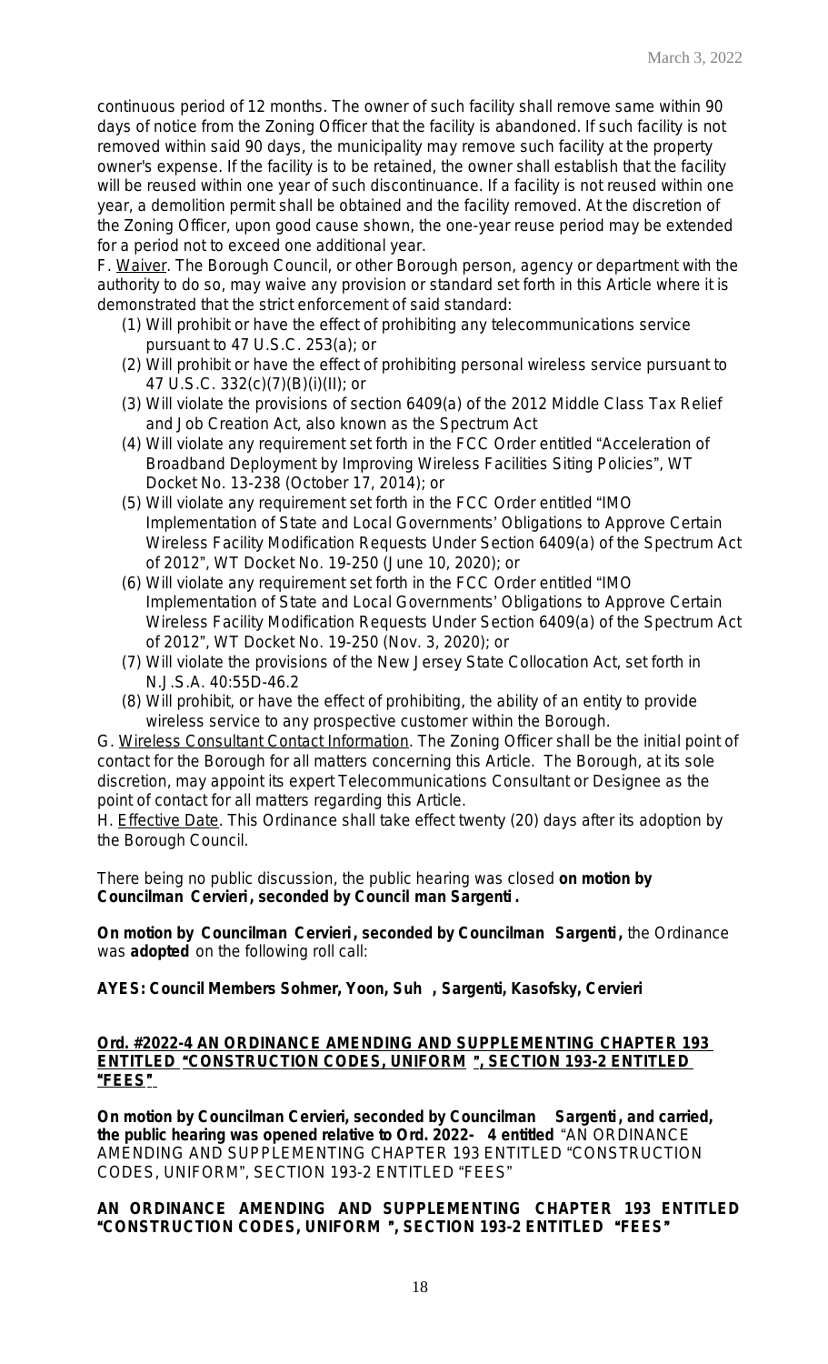continuous period of 12 months. The owner of such facility shall remove same within 90 days of notice from the Zoning Officer that the facility is abandoned. If such facility is not removed within said 90 days, the municipality may remove such facility at the property owner's expense. If the facility is to be retained, the owner shall establish that the facility will be reused within one year of such discontinuance. If a facility is not reused within one year, a demolition permit shall be obtained and the facility removed. At the discretion of the Zoning Officer, upon good cause shown, the one-year reuse period may be extended for a period not to exceed one additional year.

F. Waiver. The Borough Council, or other Borough person, agency or department with the authority to do so, may waive any provision or standard set forth in this Article where it is demonstrated that the strict enforcement of said standard:

(1) Will prohibit or have the effect of prohibiting any telecommunications service pursuant to 47 U.S.C. 253(a); or
(2) Will prohibit or have the effect of prohibiting personal wireless service pursuant to 47 U.S.C. 332(c)(7)(B)(i)(II); or
(3) Will violate the provisions of section 6409(a) of the 2012 Middle Class Tax Relief and Job Creation Act, also known as the Spectrum Act
(4) Will violate any requirement set forth in the FCC Order entitled "Acceleration of Broadband Deployment by Improving Wireless Facilities Siting Policies", WT Docket No. 13-238 (October 17, 2014); or
(5) Will violate any requirement set forth in the FCC Order entitled "IMO Implementation of State and Local Governments' Obligations to Approve Certain Wireless Facility Modification Requests Under Section 6409(a) of the Spectrum Act of 2012", WT Docket No. 19-250 (June 10, 2020); or
(6) Will violate any requirement set forth in the FCC Order entitled "IMO Implementation of State and Local Governments' Obligations to Approve Certain Wireless Facility Modification Requests Under Section 6409(a) of the Spectrum Act of 2012", WT Docket No. 19-250 (Nov. 3, 2020); or
(7) Will violate the provisions of the New Jersey State Collocation Act, set forth in N.J.S.A. 40:55D-46.2
(8) Will prohibit, or have the effect of prohibiting, the ability of an entity to provide wireless service to any prospective customer within the Borough.

G. Wireless Consultant Contact Information. The Zoning Officer shall be the initial point of contact for the Borough for all matters concerning this Article. The Borough, at its sole discretion, may appoint its expert Telecommunications Consultant or Designee as the point of contact for all matters regarding this Article.

H. Effective Date. This Ordinance shall take effect twenty (20) days after its adoption by the Borough Council.

There being no public discussion, the public hearing was closed **on motion by Councilman Cervieri, seconded by Council man Sargenti.**

**On motion by Councilman Cervieri, seconded by Councilman Sargenti,** the Ordinance was **adopted** on the following roll call:

**AYES: Council Members Sohmer, Yoon, Suh , Sargenti, Kasofsky, Cervieri**

**Ord. #2022-4 AN ORDINANCE AMENDING AND SUPPLEMENTING CHAPTER 193 ENTITLED "CONSTRUCTION CODES, UNIFORM", SECTION 193-2 ENTITLED "FEES"**

**On motion by Councilman Cervieri, seconded by Councilman Sargenti, and carried, the public hearing was opened relative to Ord. 2022- 4 entitled** "AN ORDINANCE AMENDING AND SUPPLEMENTING CHAPTER 193 ENTITLED "CONSTRUCTION CODES, UNIFORM", SECTION 193-2 ENTITLED "FEES"

**AN ORDINANCE AMENDING AND SUPPLEMENTING CHAPTER 193 ENTITLED "CONSTRUCTION CODES, UNIFORM", SECTION 193-2 ENTITLED "FEES"**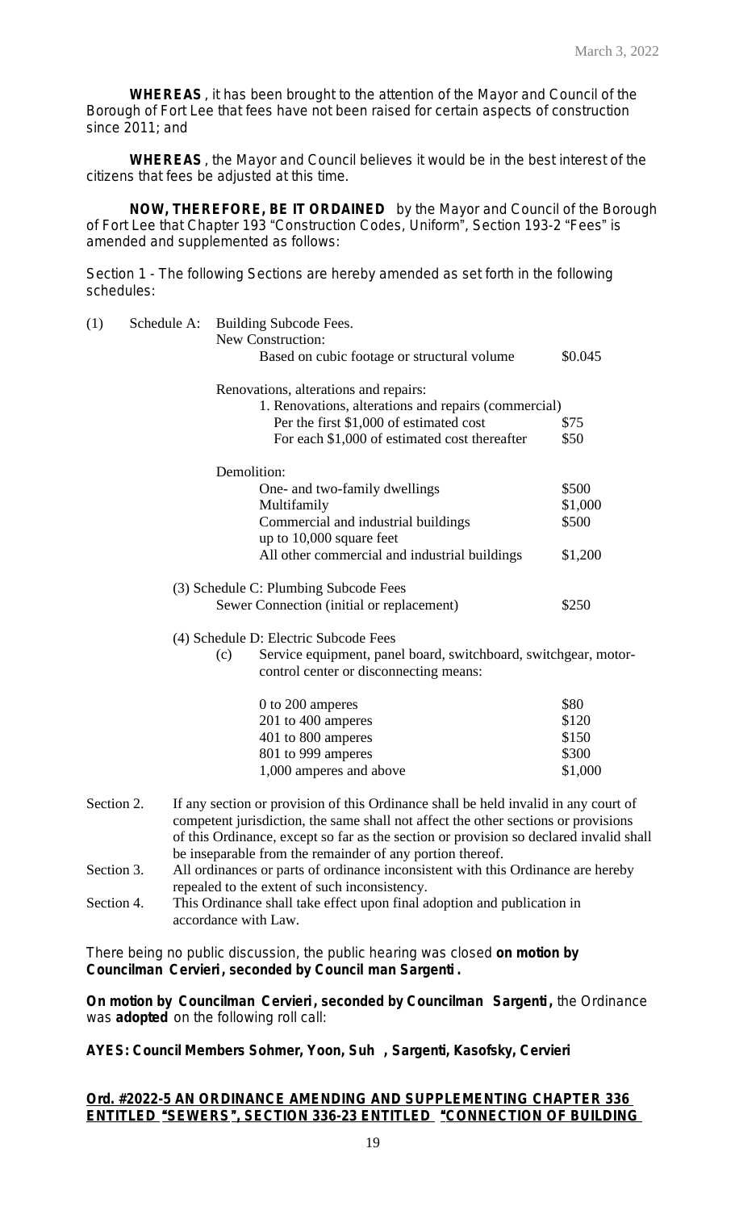March 3, 2022

**WHEREAS**, it has been brought to the attention of the Mayor and Council of the Borough of Fort Lee that fees have not been raised for certain aspects of construction since 2011; and

**WHEREAS**, the Mayor and Council believes it would be in the best interest of the citizens that fees be adjusted at this time.

**NOW, THEREFORE, BE IT ORDAINED** by the Mayor and Council of the Borough of Fort Lee that Chapter 193 "Construction Codes, Uniform", Section 193-2 "Fees" is amended and supplemented as follows:

Section 1 - The following Sections are hereby amended as set forth in the following schedules:

(1) Schedule A: Building Subcode Fees.

New Construction:

| | |
|---|---|
| Based on cubic footage or structural volume | $0.045 |

Renovations, alterations and repairs:

1. Renovations, alterations and repairs (commercial)

| | |
|---|---|
| Per the first $1,000 of estimated cost | $75 |
| For each $1,000 of estimated cost thereafter | $50 |

Demolition:

| | |
|---|---|
| One- and two-family dwellings | $500 |
| Multifamily | $1,000 |
| Commercial and industrial buildings up to 10,000 square feet | $500 |
| All other commercial and industrial buildings | $1,200 |

(3) Schedule C: Plumbing Subcode Fees

| | |
|---|---|
| Sewer Connection (initial or replacement) | $250 |

(4) Schedule D: Electric Subcode Fees

(c) Service equipment, panel board, switchboard, switchgear, motor-control center or disconnecting means:

| | |
|---|---|
| 0 to 200 amperes | $80 |
| 201 to 400 amperes | $120 |
| 401 to 800 amperes | $150 |
| 801 to 999 amperes | $300 |
| 1,000 amperes and above | $1,000 |

Section 2. If any section or provision of this Ordinance shall be held invalid in any court of competent jurisdiction, the same shall not affect the other sections or provisions of this Ordinance, except so far as the section or provision so declared invalid shall be inseparable from the remainder of any portion thereof.

Section 3. All ordinances or parts of ordinance inconsistent with this Ordinance are hereby repealed to the extent of such inconsistency.

Section 4. This Ordinance shall take effect upon final adoption and publication in accordance with Law.

There being no public discussion, the public hearing was closed **on motion by Councilman Cervieri, seconded by Council man Sargenti.**

**On motion by Councilman Cervieri, seconded by Councilman Sargenti,** the Ordinance was **adopted** on the following roll call:

**AYES: Council Members Sohmer, Yoon, Suh , Sargenti, Kasofsky, Cervieri**

**<u>Ord. #2022-5 AN ORDINANCE AMENDING AND SUPPLEMENTING CHAPTER 336 ENTITLED "SEWERS", SECTION 336-23 ENTITLED "CONNECTION OF BUILDING</u>**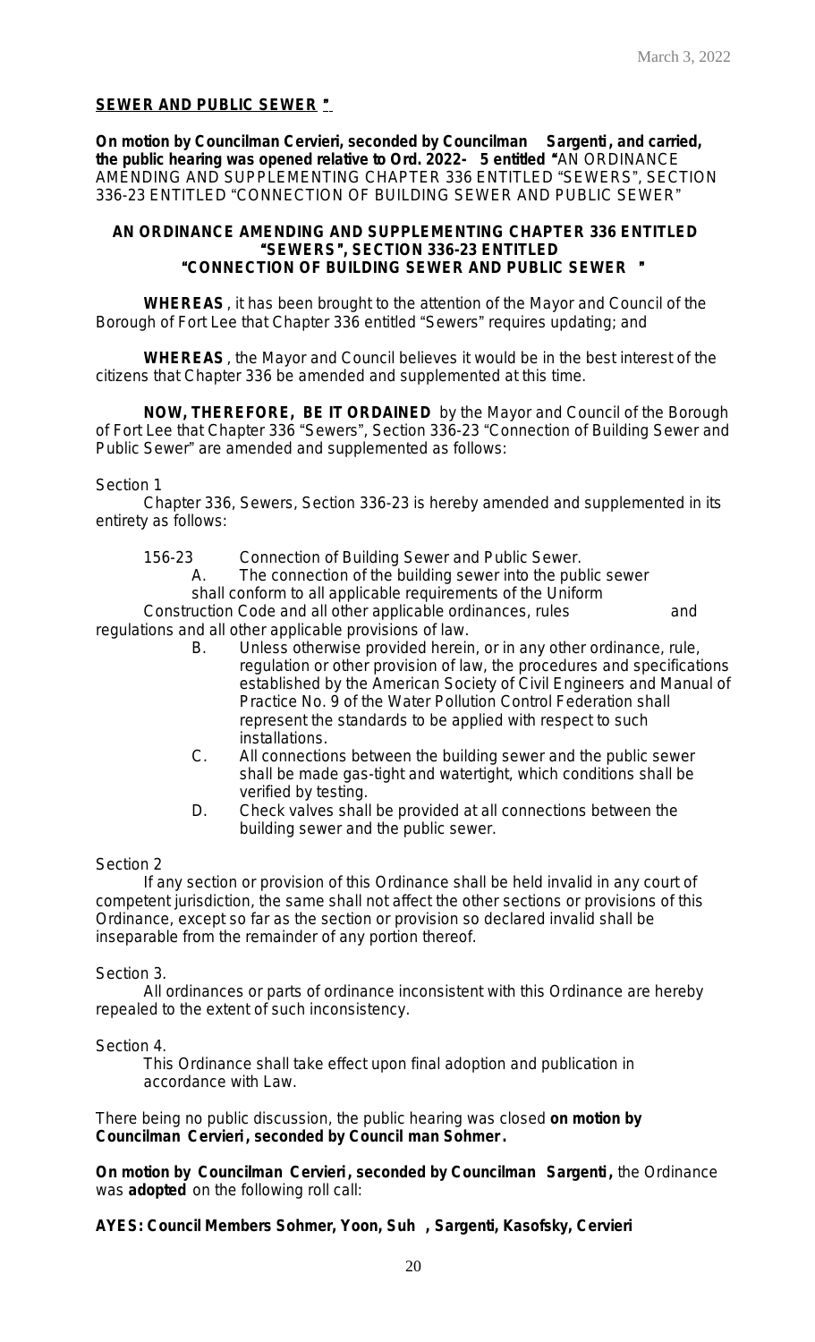**SEWER AND PUBLIC SEWER "**

**On motion by Councilman Cervieri, seconded by Councilman Sargenti, and carried, the public hearing was opened relative to Ord. 2022- 5 entitled "**AN ORDINANCE AMENDING AND SUPPLEMENTING CHAPTER 336 ENTITLED "SEWERS", SECTION 336-23 ENTITLED "CONNECTION OF BUILDING SEWER AND PUBLIC SEWER"

**AN ORDINANCE AMENDING AND SUPPLEMENTING CHAPTER 336 ENTITLED "SEWERS", SECTION 336-23 ENTITLED "CONNECTION OF BUILDING SEWER AND PUBLIC SEWER "**

**WHEREAS**, it has been brought to the attention of the Mayor and Council of the Borough of Fort Lee that Chapter 336 entitled "Sewers" requires updating; and

**WHEREAS**, the Mayor and Council believes it would be in the best interest of the citizens that Chapter 336 be amended and supplemented at this time.

**NOW, THEREFORE, BE IT ORDAINED** by the Mayor and Council of the Borough of Fort Lee that Chapter 336 "Sewers", Section 336-23 "Connection of Building Sewer and Public Sewer" are amended and supplemented as follows:

Section 1

Chapter 336, Sewers, Section 336-23 is hereby amended and supplemented in its entirety as follows:

156-23 Connection of Building Sewer and Public Sewer.

A. The connection of the building sewer into the public sewer shall conform to all applicable requirements of the Uniform Construction Code and all other applicable ordinances, rules and regulations and all other applicable provisions of law.

B. Unless otherwise provided herein, or in any other ordinance, rule, regulation or other provision of law, the procedures and specifications established by the American Society of Civil Engineers and Manual of Practice No. 9 of the Water Pollution Control Federation shall represent the standards to be applied with respect to such installations.

C. All connections between the building sewer and the public sewer shall be made gas-tight and watertight, which conditions shall be verified by testing.

D. Check valves shall be provided at all connections between the building sewer and the public sewer.

Section 2

If any section or provision of this Ordinance shall be held invalid in any court of competent jurisdiction, the same shall not affect the other sections or provisions of this Ordinance, except so far as the section or provision so declared invalid shall be inseparable from the remainder of any portion thereof.

Section 3.

All ordinances or parts of ordinance inconsistent with this Ordinance are hereby repealed to the extent of such inconsistency.

Section 4.

This Ordinance shall take effect upon final adoption and publication in accordance with Law.

There being no public discussion, the public hearing was closed **on motion by Councilman Cervieri, seconded by Council man Sohmer.**

**On motion by Councilman Cervieri, seconded by Councilman Sargenti,** the Ordinance was **adopted** on the following roll call:

**AYES: Council Members Sohmer, Yoon, Suh , Sargenti, Kasofsky, Cervieri**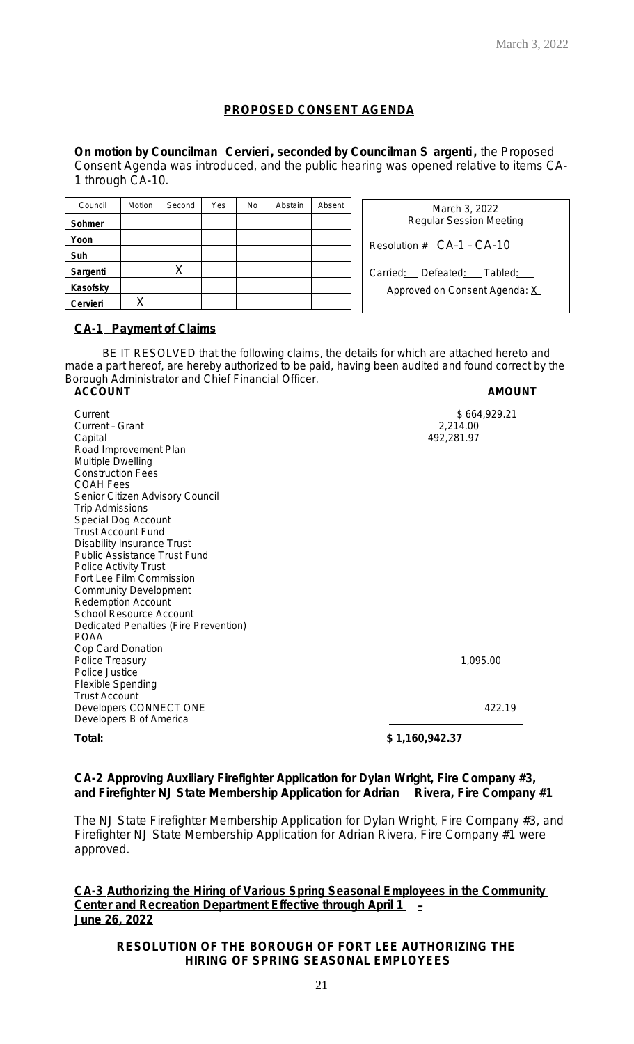## PROPOSED CONSENT AGENDA

**On motion by Councilman Cervieri, seconded by Councilman Sargenti,** the Proposed Consent Agenda was introduced, and the public hearing was opened relative to items CA-1 through CA-10.

| Council | Motion | Second | Yes | No | Abstain | Absent |
|---|---|---|---|---|---|---|
| **Sohmer** | | | | | | |
| **Yoon** | | | | | | |
| **Suh** | | | | | | |
| **Sargenti** | | X | | | | |
| **Kasofsky** | | | | | | |
| **Cervieri** | X | | | | | |

March 3, 2022
Regular Session Meeting

Resolution # CA-1 – CA-10

Carried: ___ Defeated: ___ Tabled: ___

Approved on Consent Agenda: X

### CA-1 Payment of Claims

BE IT RESOLVED that the following claims, the details for which are attached hereto and made a part hereof, are hereby authorized to be paid, having been audited and found correct by the Borough Administrator and Chief Financial Officer.

| ACCOUNT | AMOUNT |
|---|---|
| Current | $ 664,929.21 |
| Current - Grant | 2,214.00 |
| Capital | 492,281.97 |
| Road Improvement Plan | |
| Multiple Dwelling | |
| Construction Fees | |
| COAH Fees | |
| Senior Citizen Advisory Council | |
| Trip Admissions | |
| Special Dog Account | |
| Trust Account Fund | |
| Disability Insurance Trust | |
| Public Assistance Trust Fund | |
| Police Activity Trust | |
| Fort Lee Film Commission | |
| Community Development | |
| Redemption Account | |
| School Resource Account | |
| Dedicated Penalties (Fire Prevention) | |
| POAA | |
| Cop Card Donation | |
| Police Treasury | 1,095.00 |
| Police Justice | |
| Flexible Spending | |
| Trust Account | |
| Developers CONNECT ONE | 422.19 |
| Developers B of America | |
| **Total:** | **$ 1,160,942.37** |

### CA-2 Approving Auxiliary Firefighter Application for Dylan Wright, Fire Company #3, and Firefighter NJ State Membership Application for Adrian Rivera, Fire Company #1

The NJ State Firefighter Membership Application for Dylan Wright, Fire Company #3, and Firefighter NJ State Membership Application for Adrian Rivera, Fire Company #1 were approved.

### CA-3 Authorizing the Hiring of Various Spring Seasonal Employees in the Community Center and Recreation Department Effective through April 1 – June 26, 2022

**RESOLUTION OF THE BOROUGH OF FORT LEE AUTHORIZING THE HIRING OF SPRING SEASONAL EMPLOYEES**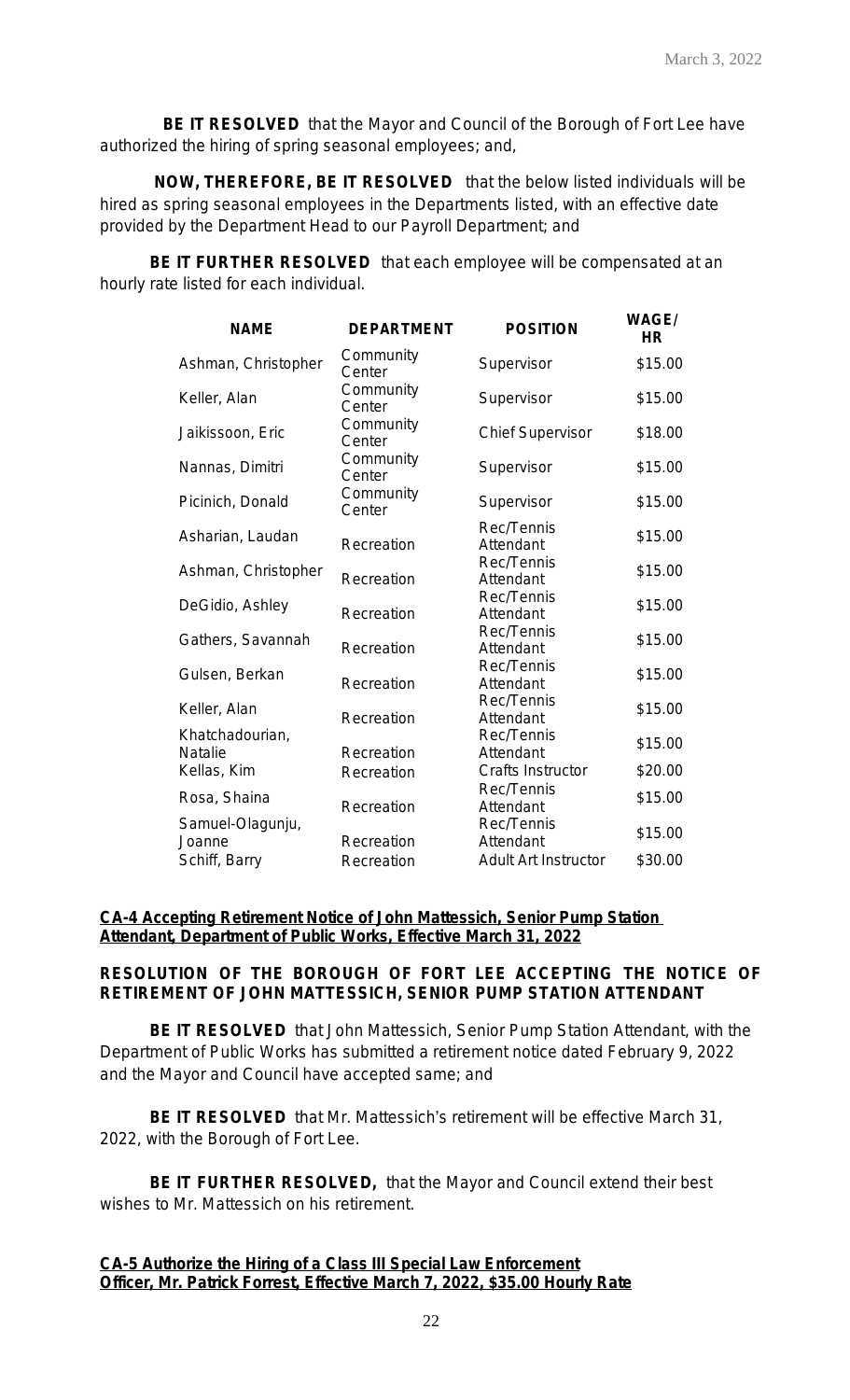**BE IT RESOLVED** that the Mayor and Council of the Borough of Fort Lee have authorized the hiring of spring seasonal employees; and,

**NOW, THEREFORE, BE IT RESOLVED** that the below listed individuals will be hired as spring seasonal employees in the Departments listed, with an effective date provided by the Department Head to our Payroll Department; and

**BE IT FURTHER RESOLVED** that each employee will be compensated at an hourly rate listed for each individual.

| NAME | DEPARTMENT | POSITION | WAGE/ HR |
|---|---|---|---|
| Ashman, Christopher | Community Center | Supervisor | $15.00 |
| Keller, Alan | Community Center | Supervisor | $15.00 |
| Jaikissoon, Eric | Community Center | Chief Supervisor | $18.00 |
| Nannas, Dimitri | Community Center | Supervisor | $15.00 |
| Picinich, Donald | Community Center | Supervisor | $15.00 |
| Asharian, Laudan | Recreation | Rec/Tennis Attendant | $15.00 |
| Ashman, Christopher | Recreation | Rec/Tennis Attendant | $15.00 |
| DeGidio, Ashley | Recreation | Rec/Tennis Attendant | $15.00 |
| Gathers, Savannah | Recreation | Rec/Tennis Attendant | $15.00 |
| Gulsen, Berkan | Recreation | Rec/Tennis Attendant | $15.00 |
| Keller, Alan | Recreation | Rec/Tennis Attendant | $15.00 |
| Khatchadourian, Natalie | Recreation | Rec/Tennis Attendant | $15.00 |
| Kellas, Kim | Recreation | Crafts Instructor | $20.00 |
| Rosa, Shaina | Recreation | Rec/Tennis Attendant | $15.00 |
| Samuel-Olagunju, Joanne | Recreation | Rec/Tennis Attendant | $15.00 |
| Schiff, Barry | Recreation | Adult Art Instructor | $30.00 |

**CA-4 Accepting Retirement Notice of John Mattessich, Senior Pump Station Attendant, Department of Public Works, Effective March 31, 2022**

**RESOLUTION OF THE BOROUGH OF FORT LEE ACCEPTING THE NOTICE OF RETIREMENT OF JOHN MATTESSICH, SENIOR PUMP STATION ATTENDANT**

**BE IT RESOLVED** that John Mattessich, Senior Pump Station Attendant, with the Department of Public Works has submitted a retirement notice dated February 9, 2022 and the Mayor and Council have accepted same; and

**BE IT RESOLVED** that Mr. Mattessich's retirement will be effective March 31, 2022, with the Borough of Fort Lee.

**BE IT FURTHER RESOLVED,** that the Mayor and Council extend their best wishes to Mr. Mattessich on his retirement.

**CA-5 Authorize the Hiring of a Class III Special Law Enforcement Officer, Mr. Patrick Forrest, Effective March 7, 2022, $35.00 Hourly Rate**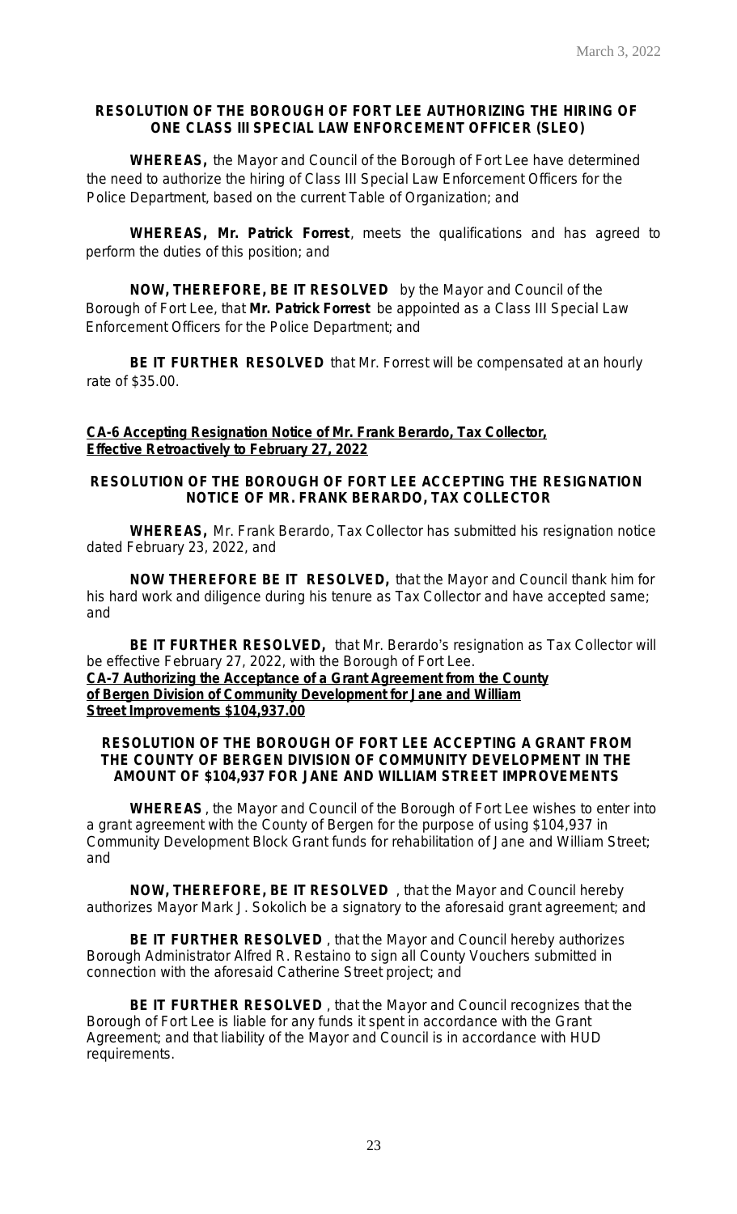**RESOLUTION OF THE BOROUGH OF FORT LEE AUTHORIZING THE HIRING OF ONE CLASS III SPECIAL LAW ENFORCEMENT OFFICER (SLEO)**

**WHEREAS,** the Mayor and Council of the Borough of Fort Lee have determined the need to authorize the hiring of Class III Special Law Enforcement Officers for the Police Department, based on the current Table of Organization; and

**WHEREAS, Mr. Patrick Forrest**, meets the qualifications and has agreed to perform the duties of this position; and

**NOW, THEREFORE, BE IT RESOLVED** by the Mayor and Council of the Borough of Fort Lee, that **Mr. Patrick Forrest** be appointed as a Class III Special Law Enforcement Officers for the Police Department; and

**BE IT FURTHER RESOLVED** that Mr. Forrest will be compensated at an hourly rate of $35.00.

**CA-6 Accepting Resignation Notice of Mr. Frank Berardo, Tax Collector, Effective Retroactively to February 27, 2022**

**RESOLUTION OF THE BOROUGH OF FORT LEE ACCEPTING THE RESIGNATION NOTICE OF MR. FRANK BERARDO, TAX COLLECTOR**

**WHEREAS,** Mr. Frank Berardo, Tax Collector has submitted his resignation notice dated February 23, 2022, and

**NOW THEREFORE BE IT RESOLVED,** that the Mayor and Council thank him for his hard work and diligence during his tenure as Tax Collector and have accepted same; and

**BE IT FURTHER RESOLVED,** that Mr. Berardo's resignation as Tax Collector will be effective February 27, 2022, with the Borough of Fort Lee.

**CA-7 Authorizing the Acceptance of a Grant Agreement from the County of Bergen Division of Community Development for Jane and William Street Improvements $104,937.00**

**RESOLUTION OF THE BOROUGH OF FORT LEE ACCEPTING A GRANT FROM THE COUNTY OF BERGEN DIVISION OF COMMUNITY DEVELOPMENT IN THE AMOUNT OF $104,937 FOR JANE AND WILLIAM STREET IMPROVEMENTS**

**WHEREAS**, the Mayor and Council of the Borough of Fort Lee wishes to enter into a grant agreement with the County of Bergen for the purpose of using $104,937 in Community Development Block Grant funds for rehabilitation of Jane and William Street; and

**NOW, THEREFORE, BE IT RESOLVED**, that the Mayor and Council hereby authorizes Mayor Mark J. Sokolich be a signatory to the aforesaid grant agreement; and

**BE IT FURTHER RESOLVED**, that the Mayor and Council hereby authorizes Borough Administrator Alfred R. Restaino to sign all County Vouchers submitted in connection with the aforesaid Catherine Street project; and

**BE IT FURTHER RESOLVED**, that the Mayor and Council recognizes that the Borough of Fort Lee is liable for any funds it spent in accordance with the Grant Agreement; and that liability of the Mayor and Council is in accordance with HUD requirements.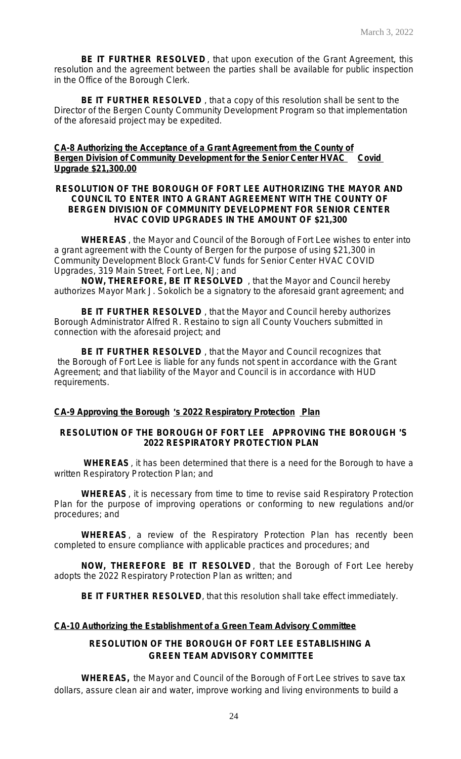**BE IT FURTHER RESOLVED**, that upon execution of the Grant Agreement, this resolution and the agreement between the parties shall be available for public inspection in the Office of the Borough Clerk.

**BE IT FURTHER RESOLVED**, that a copy of this resolution shall be sent to the Director of the Bergen County Community Development Program so that implementation of the aforesaid project may be expedited.

**CA-8 Authorizing the Acceptance of a Grant Agreement from the County of Bergen Division of Community Development for the Senior Center HVAC Covid Upgrade $21,300.00**

**RESOLUTION OF THE BOROUGH OF FORT LEE AUTHORIZING THE MAYOR AND COUNCIL TO ENTER INTO A GRANT AGREEMENT WITH THE COUNTY OF BERGEN DIVISION OF COMMUNITY DEVELOPMENT FOR SENIOR CENTER HVAC COVID UPGRADES IN THE AMOUNT OF $21,300**

**WHEREAS**, the Mayor and Council of the Borough of Fort Lee wishes to enter into a grant agreement with the County of Bergen for the purpose of using $21,300 in Community Development Block Grant-CV funds for Senior Center HVAC COVID Upgrades, 319 Main Street, Fort Lee, NJ; and

**NOW, THEREFORE, BE IT RESOLVED**, that the Mayor and Council hereby authorizes Mayor Mark J. Sokolich be a signatory to the aforesaid grant agreement; and

**BE IT FURTHER RESOLVED**, that the Mayor and Council hereby authorizes Borough Administrator Alfred R. Restaino to sign all County Vouchers submitted in connection with the aforesaid project; and

**BE IT FURTHER RESOLVED**, that the Mayor and Council recognizes that the Borough of Fort Lee is liable for any funds not spent in accordance with the Grant Agreement; and that liability of the Mayor and Council is in accordance with HUD requirements.

**CA-9 Approving the Borough's 2022 Respiratory Protection Plan**

**RESOLUTION OF THE BOROUGH OF FORT LEE APPROVING THE BOROUGH'S 2022 RESPIRATORY PROTECTION PLAN**

**WHEREAS**, it has been determined that there is a need for the Borough to have a written Respiratory Protection Plan; and

**WHEREAS**, it is necessary from time to time to revise said Respiratory Protection Plan for the purpose of improving operations or conforming to new regulations and/or procedures; and

**WHEREAS**, a review of the Respiratory Protection Plan has recently been completed to ensure compliance with applicable practices and procedures; and

**NOW, THEREFORE BE IT RESOLVED**, that the Borough of Fort Lee hereby adopts the 2022 Respiratory Protection Plan as written; and

**BE IT FURTHER RESOLVED**, that this resolution shall take effect immediately.

**CA-10 Authorizing the Establishment of a Green Team Advisory Committee**

**RESOLUTION OF THE BOROUGH OF FORT LEE ESTABLISHING A GREEN TEAM ADVISORY COMMITTEE**

**WHEREAS,** the Mayor and Council of the Borough of Fort Lee strives to save tax dollars, assure clean air and water, improve working and living environments to build a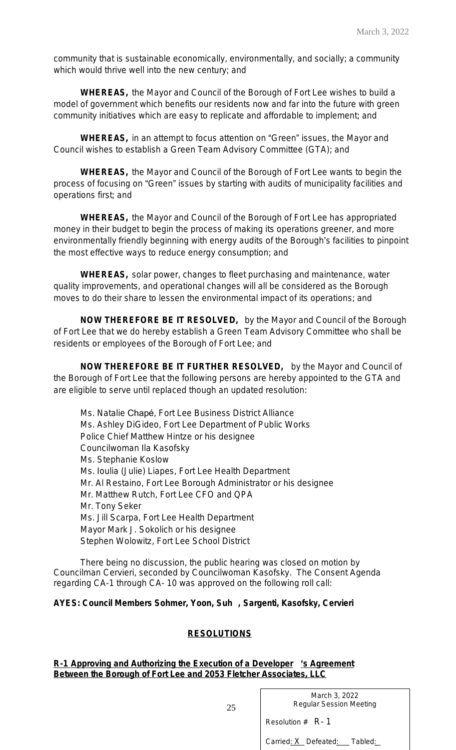community that is sustainable economically, environmentally, and socially; a community which would thrive well into the new century; and

**WHEREAS,** the Mayor and Council of the Borough of Fort Lee wishes to build a model of government which benefits our residents now and far into the future with green community initiatives which are easy to replicate and affordable to implement; and

**WHEREAS,** in an attempt to focus attention on "Green" issues, the Mayor and Council wishes to establish a Green Team Advisory Committee (GTA); and

**WHEREAS,** the Mayor and Council of the Borough of Fort Lee wants to begin the process of focusing on "Green" issues by starting with audits of municipality facilities and operations first; and

**WHEREAS,** the Mayor and Council of the Borough of Fort Lee has appropriated money in their budget to begin the process of making its operations greener, and more environmentally friendly beginning with energy audits of the Borough's facilities to pinpoint the most effective ways to reduce energy consumption; and

**WHEREAS,** solar power, changes to fleet purchasing and maintenance, water quality improvements, and operational changes will all be considered as the Borough moves to do their share to lessen the environmental impact of its operations; and

**NOW THEREFORE BE IT RESOLVED,** by the Mayor and Council of the Borough of Fort Lee that we do hereby establish a Green Team Advisory Committee who shall be residents or employees of the Borough of Fort Lee; and

**NOW THEREFORE BE IT FURTHER RESOLVED,** by the Mayor and Council of the Borough of Fort Lee that the following persons are hereby appointed to the GTA and are eligible to serve until replaced though an updated resolution:

Ms. Natalie Chapé, Fort Lee Business District Alliance
Ms. Ashley DiGideo, Fort Lee Department of Public Works
Police Chief Matthew Hintze or his designee
Councilwoman Ila Kasofsky
Ms. Stephanie Koslow
Ms. Ioulia (Julie) Liapes, Fort Lee Health Department
Mr. Al Restaino, Fort Lee Borough Administrator or his designee
Mr. Matthew Rutch, Fort Lee CFO and QPA
Mr. Tony Seker
Ms. Jill Scarpa, Fort Lee Health Department
Mayor Mark J. Sokolich or his designee
Stephen Wolowitz, Fort Lee School District

There being no discussion, the public hearing was closed on motion by Councilman Cervieri, seconded by Councilwoman Kasofsky. The Consent Agenda regarding CA-1 through CA- 10 was approved on the following roll call:

**AYES: Council Members Sohmer, Yoon, Suh , Sargenti, Kasofsky, Cervieri**

## RESOLUTIONS

**R-1 Approving and Authorizing the Execution of a Developer's Agreement Between the Borough of Fort Lee and 2053 Fletcher Associates, LLC**

March 3, 2022
Regular Session Meeting

Resolution # R- 1

Carried: X Defeated: ___ Tabled: ___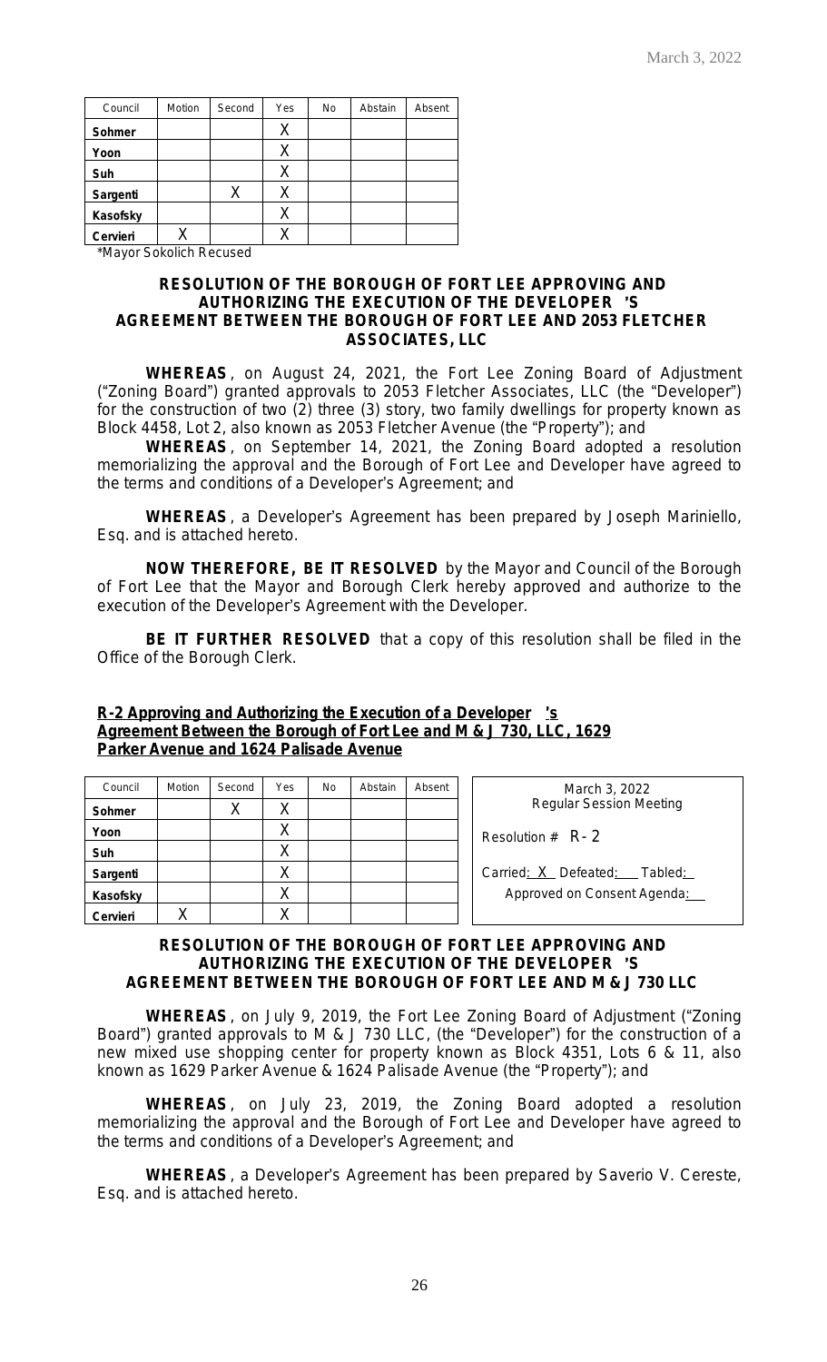| Council | Motion | Second | Yes | No | Abstain | Absent |
|---|---|---|---|---|---|---|
| **Sohmer** | | | X | | | |
| **Yoon** | | | X | | | |
| **Suh** | | | X | | | |
| **Sargenti** | | X | X | | | |
| **Kasofsky** | | | X | | | |
| **Cervieri** | X | | X | | | |

*Mayor Sokolich Recused

**RESOLUTION OF THE BOROUGH OF FORT LEE APPROVING AND AUTHORIZING THE EXECUTION OF THE DEVELOPER'S AGREEMENT BETWEEN THE BOROUGH OF FORT LEE AND 2053 FLETCHER ASSOCIATES, LLC**

**WHEREAS**, on August 24, 2021, the Fort Lee Zoning Board of Adjustment ("Zoning Board") granted approvals to 2053 Fletcher Associates, LLC (the "Developer") for the construction of two (2) three (3) story, two family dwellings for property known as Block 4458, Lot 2, also known as 2053 Fletcher Avenue (the "Property"); and

**WHEREAS**, on September 14, 2021, the Zoning Board adopted a resolution memorializing the approval and the Borough of Fort Lee and Developer have agreed to the terms and conditions of a Developer's Agreement; and

**WHEREAS**, a Developer's Agreement has been prepared by Joseph Mariniello, Esq. and is attached hereto.

**NOW THEREFORE, BE IT RESOLVED** by the Mayor and Council of the Borough of Fort Lee that the Mayor and Borough Clerk hereby approved and authorize to the execution of the Developer's Agreement with the Developer.

**BE IT FURTHER RESOLVED** that a copy of this resolution shall be filed in the Office of the Borough Clerk.

**R-2 Approving and Authorizing the Execution of a Developer's Agreement Between the Borough of Fort Lee and M & J 730, LLC, 1629 Parker Avenue and 1624 Palisade Avenue**

| Council | Motion | Second | Yes | No | Abstain | Absent |
|---|---|---|---|---|---|---|
| **Sohmer** | | X | X | | | |
| **Yoon** | | | X | | | |
| **Suh** | | | X | | | |
| **Sargenti** | | | X | | | |
| **Kasofsky** | | | X | | | |
| **Cervieri** | X | | X | | | |

March 3, 2022
Regular Session Meeting

Resolution # R- 2

Carried: X Defeated: ___ Tabled: ___

Approved on Consent Agenda: ___

**RESOLUTION OF THE BOROUGH OF FORT LEE APPROVING AND AUTHORIZING THE EXECUTION OF THE DEVELOPER'S AGREEMENT BETWEEN THE BOROUGH OF FORT LEE AND M & J 730 LLC**

**WHEREAS**, on July 9, 2019, the Fort Lee Zoning Board of Adjustment ("Zoning Board") granted approvals to M & J 730 LLC, (the "Developer") for the construction of a new mixed use shopping center for property known as Block 4351, Lots 6 & 11, also known as 1629 Parker Avenue & 1624 Palisade Avenue (the "Property"); and

**WHEREAS**, on July 23, 2019, the Zoning Board adopted a resolution memorializing the approval and the Borough of Fort Lee and Developer have agreed to the terms and conditions of a Developer's Agreement; and

**WHEREAS**, a Developer's Agreement has been prepared by Saverio V. Cereste, Esq. and is attached hereto.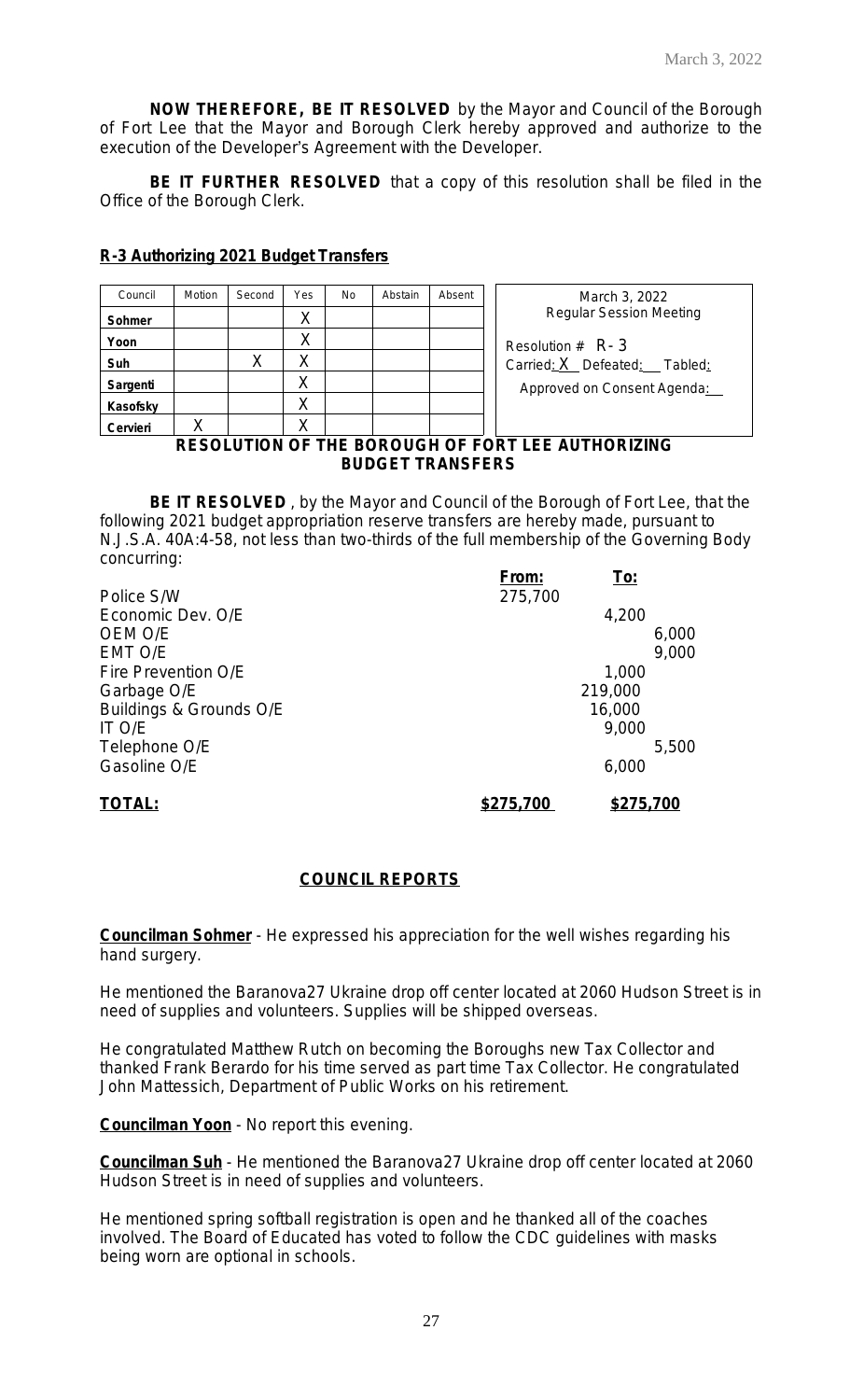**NOW THEREFORE, BE IT RESOLVED** by the Mayor and Council of the Borough of Fort Lee that the Mayor and Borough Clerk hereby approved and authorize to the execution of the Developer's Agreement with the Developer.

**BE IT FURTHER RESOLVED** that a copy of this resolution shall be filed in the Office of the Borough Clerk.

**R-3 Authorizing 2021 Budget Transfers**

| Council | Motion | Second | Yes | No | Abstain | Absent |
|---|---|---|---|---|---|---|
| Sohmer | | | X | | | |
| Yoon | | | X | | | |
| Suh | | X | X | | | |
| Sargenti | | | X | | | |
| Kasofsky | | | X | | | |
| Cervieri | X | | X | | | |

March 3, 2022
Regular Session Meeting

Resolution # R- 3
Carried: X Defeated: \_\_ Tabled:
Approved on Consent Agenda: \_\_

**RESOLUTION OF THE BOROUGH OF FORT LEE AUTHORIZING BUDGET TRANSFERS**

**BE IT RESOLVED**, by the Mayor and Council of the Borough of Fort Lee, that the following 2021 budget appropriation reserve transfers are hereby made, pursuant to N.J.S.A. 40A:4-58, not less than two-thirds of the full membership of the Governing Body concurring:

| | From: | To: |
|---|---|---|
| Police S/W | 275,700 | |
| Economic Dev. O/E | | 4,200 |
| OEM O/E | | 6,000 |
| EMT O/E | | 9,000 |
| Fire Prevention O/E | | 1,000 |
| Garbage O/E | | 219,000 |
| Buildings & Grounds O/E | | 16,000 |
| IT O/E | | 9,000 |
| Telephone O/E | | 5,500 |
| Gasoline O/E | | 6,000 |
| **TOTAL:** | **$275,700** | **$275,700** |

**COUNCIL REPORTS**

**Councilman Sohmer** - He expressed his appreciation for the well wishes regarding his hand surgery.

He mentioned the Baranova27 Ukraine drop off center located at 2060 Hudson Street is in need of supplies and volunteers. Supplies will be shipped overseas.

He congratulated Matthew Rutch on becoming the Boroughs new Tax Collector and thanked Frank Berardo for his time served as part time Tax Collector. He congratulated John Mattessich, Department of Public Works on his retirement.

**Councilman Yoon** - No report this evening.

**Councilman Suh** - He mentioned the Baranova27 Ukraine drop off center located at 2060 Hudson Street is in need of supplies and volunteers.

He mentioned spring softball registration is open and he thanked all of the coaches involved. The Board of Educated has voted to follow the CDC guidelines with masks being worn are optional in schools.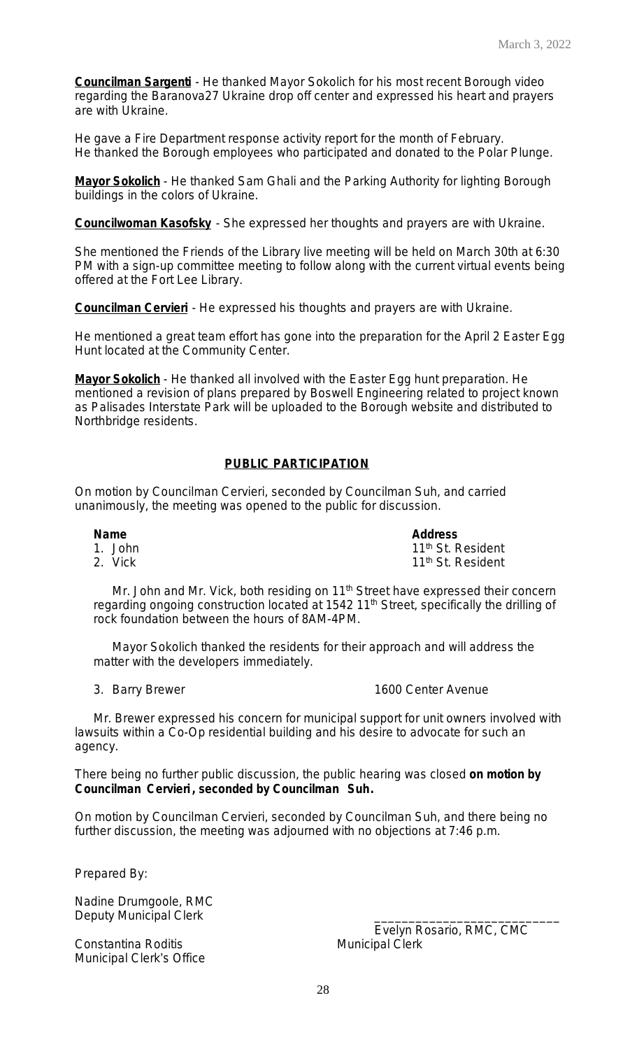**Councilman Sargenti** - He thanked Mayor Sokolich for his most recent Borough video regarding the Baranova27 Ukraine drop off center and expressed his heart and prayers are with Ukraine.

He gave a Fire Department response activity report for the month of February.
He thanked the Borough employees who participated and donated to the Polar Plunge.

**Mayor Sokolich** - He thanked Sam Ghali and the Parking Authority for lighting Borough buildings in the colors of Ukraine.

**Councilwoman Kasofsky** - She expressed her thoughts and prayers are with Ukraine.

She mentioned the Friends of the Library live meeting will be held on March 30th at 6:30 PM with a sign-up committee meeting to follow along with the current virtual events being offered at the Fort Lee Library.

**Councilman Cervieri** - He expressed his thoughts and prayers are with Ukraine.

He mentioned a great team effort has gone into the preparation for the April 2 Easter Egg Hunt located at the Community Center.

**Mayor Sokolich** - He thanked all involved with the Easter Egg hunt preparation. He mentioned a revision of plans prepared by Boswell Engineering related to project known as Palisades Interstate Park will be uploaded to the Borough website and distributed to Northbridge residents.

## PUBLIC PARTICIPATION

On motion by Councilman Cervieri, seconded by Councilman Suh, and carried unanimously, the meeting was opened to the public for discussion.

| Name | Address |
|---|---|
| 1. John | 11th St. Resident |
| 2. Vick | 11th St. Resident |

Mr. John and Mr. Vick, both residing on 11th Street have expressed their concern regarding ongoing construction located at 1542 11th Street, specifically the drilling of rock foundation between the hours of 8AM-4PM.

Mayor Sokolich thanked the residents for their approach and will address the matter with the developers immediately.

3. Barry Brewer — 1600 Center Avenue

Mr. Brewer expressed his concern for municipal support for unit owners involved with lawsuits within a Co-Op residential building and his desire to advocate for such an agency.

There being no further public discussion, the public hearing was closed **on motion by Councilman Cervieri, seconded by Councilman Suh.**

On motion by Councilman Cervieri, seconded by Councilman Suh, and there being no further discussion, the meeting was adjourned with no objections at 7:46 p.m.

Prepared By:

Nadine Drumgoole, RMC
Deputy Municipal Clerk

Constantina Roditis
Municipal Clerk's Office

___________________________
Evelyn Rosario, RMC, CMC
Municipal Clerk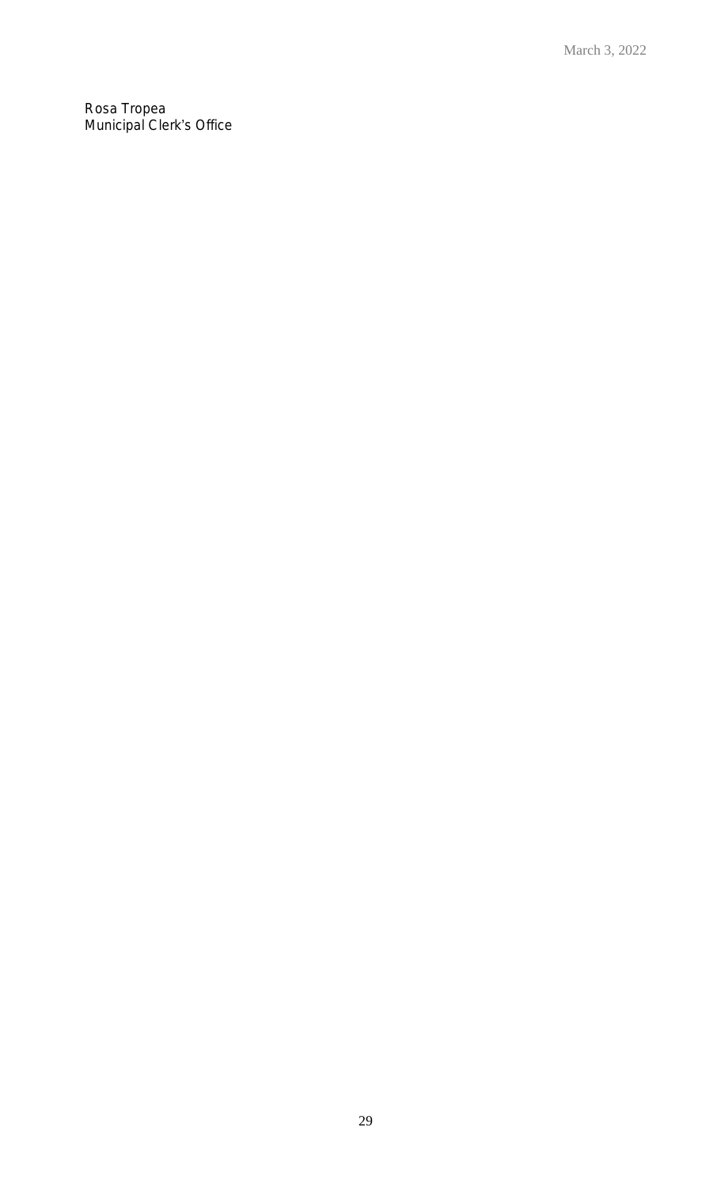March 3, 2022

Rosa Tropea
Municipal Clerk's Office